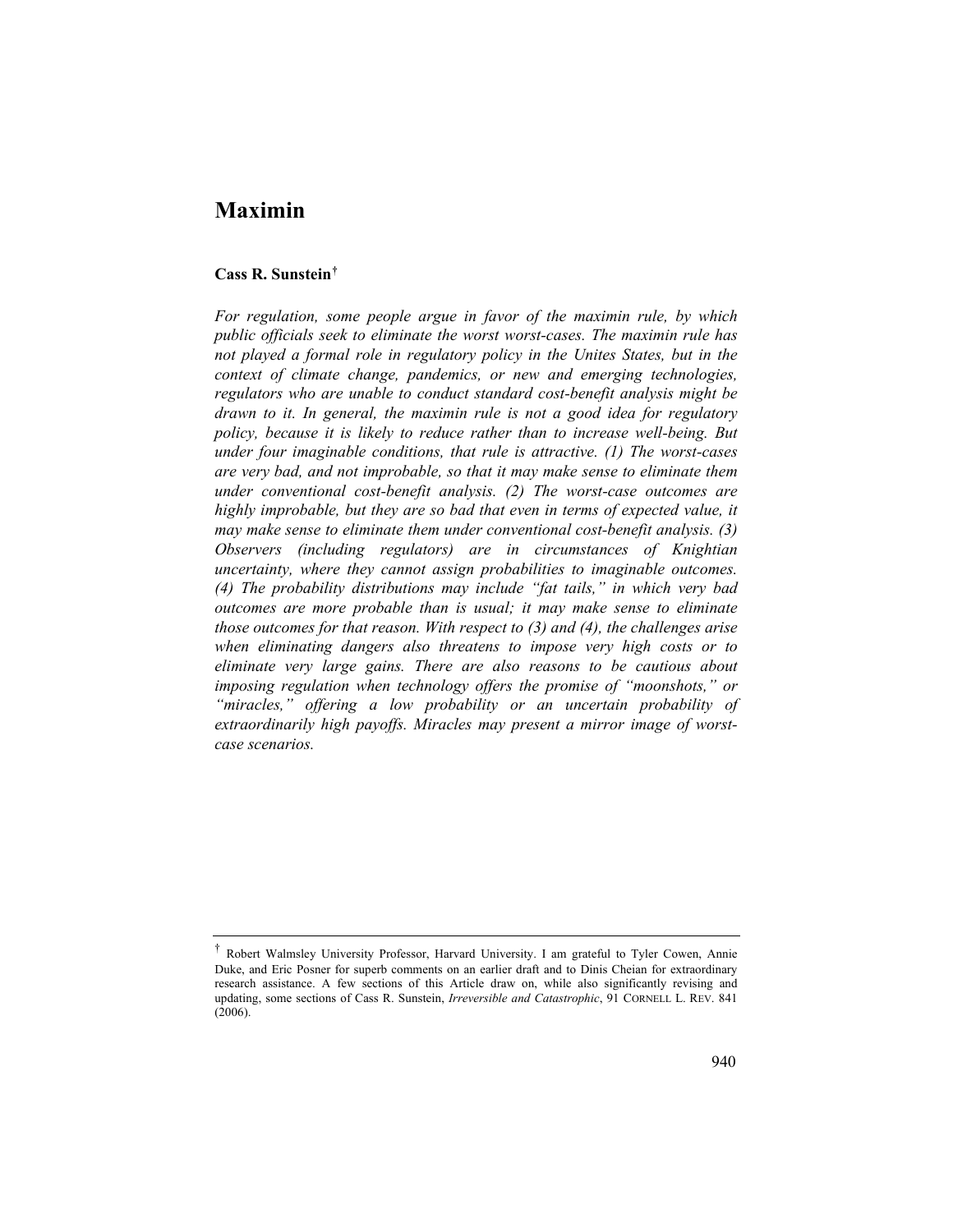# Maximin

**Cass R. Sunstein**[†]

*For regulation, some people argue in favor of the maximin rule, by which public officials seek to eliminate the worst worst-cases. The maximin rule has not played a formal role in regulatory policy in the Unites States, but in the context of climate change, pandemics, or new and emerging technologies, regulators who are unable to conduct standard cost-benefit analysis might be drawn to it. In general, the maximin rule is not a good idea for regulatory policy, because it is likely to reduce rather than to increase well-being. But under four imaginable conditions, that rule is attractive. (1) The worst-cases are very bad, and not improbable, so that it may make sense to eliminate them under conventional cost-benefit analysis. (2) The worst-case outcomes are highly improbable, but they are so bad that even in terms of expected value, it may make sense to eliminate them under conventional cost-benefit analysis. (3) Observers (including regulators) are in circumstances of Knightian uncertainty, where they cannot assign probabilities to imaginable outcomes. (4) The probability distributions may include "fat tails," in which very bad outcomes are more probable than is usual; it may make sense to eliminate those outcomes for that reason. With respect to (3) and (4), the challenges arise when eliminating dangers also threatens to impose very high costs or to eliminate very large gains. There are also reasons to be cautious about imposing regulation when technology offers the promise of "moonshots," or "miracles," offering a low probability or an uncertain probability of extraordinarily high payoffs. Miracles may present a mirror image of worst-case scenarios.*

---

[†] Robert Walmsley University Professor, Harvard University. I am grateful to Tyler Cowen, Annie Duke, and Eric Posner for superb comments on an earlier draft and to Dinis Cheian for extraordinary research assistance. A few sections of this Article draw on, while also significantly revising and updating, some sections of Cass R. Sunstein, *Irreversible and Catastrophic*, 91 CORNELL L. REV. 841 (2006).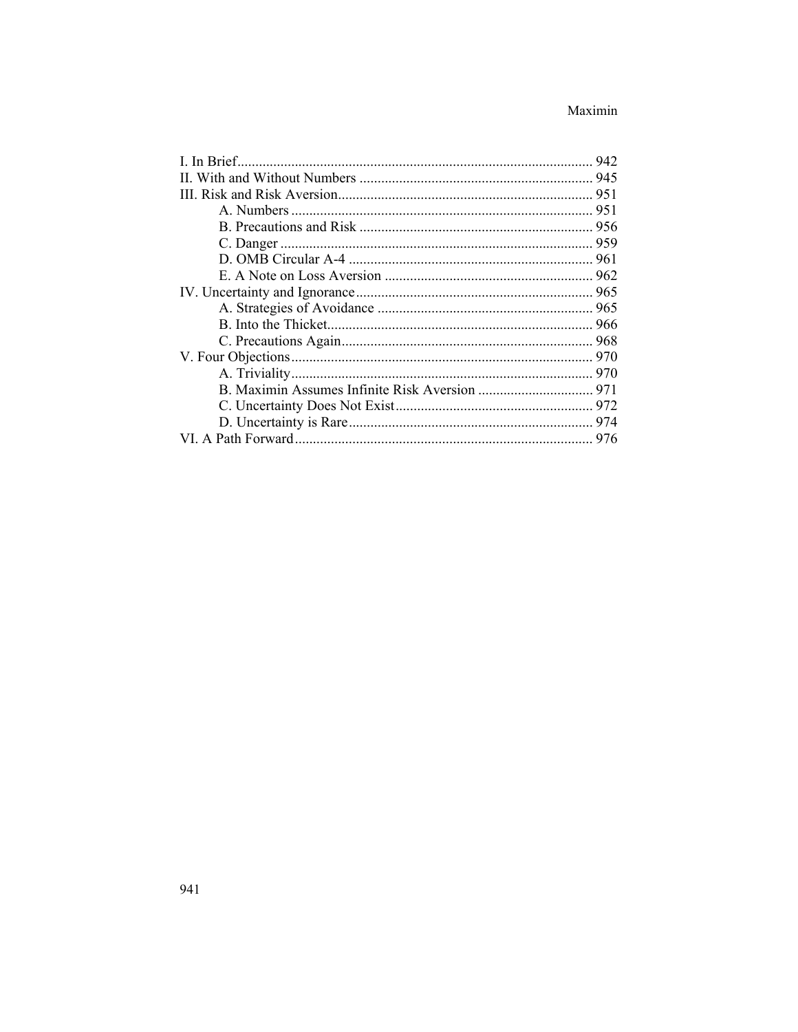I. In Brief .................................................................................................. 942
II. With and Without Numbers ................................................................. 945
III. Risk and Risk Aversion ...................................................................... 951
    A. Numbers ........................................................................................ 951
    B. Precautions and Risk ................................................................. 956
    C. Danger ........................................................................................ 959
    D. OMB Circular A-4 .................................................................... 961
    E. A Note on Loss Aversion ........................................................... 962
IV. Uncertainty and Ignorance .................................................................. 965
    A. Strategies of Avoidance ............................................................ 965
    B. Into the Thicket .......................................................................... 966
    C. Precautions Again ..................................................................... 968
V. Four Objections .................................................................................... 970
    A. Triviality .................................................................................... 970
    B. Maximin Assumes Infinite Risk Aversion ................................ 971
    C. Uncertainty Does Not Exist ...................................................... 972
    D. Uncertainty is Rare .................................................................... 974
VI. A Path Forward ................................................................................... 976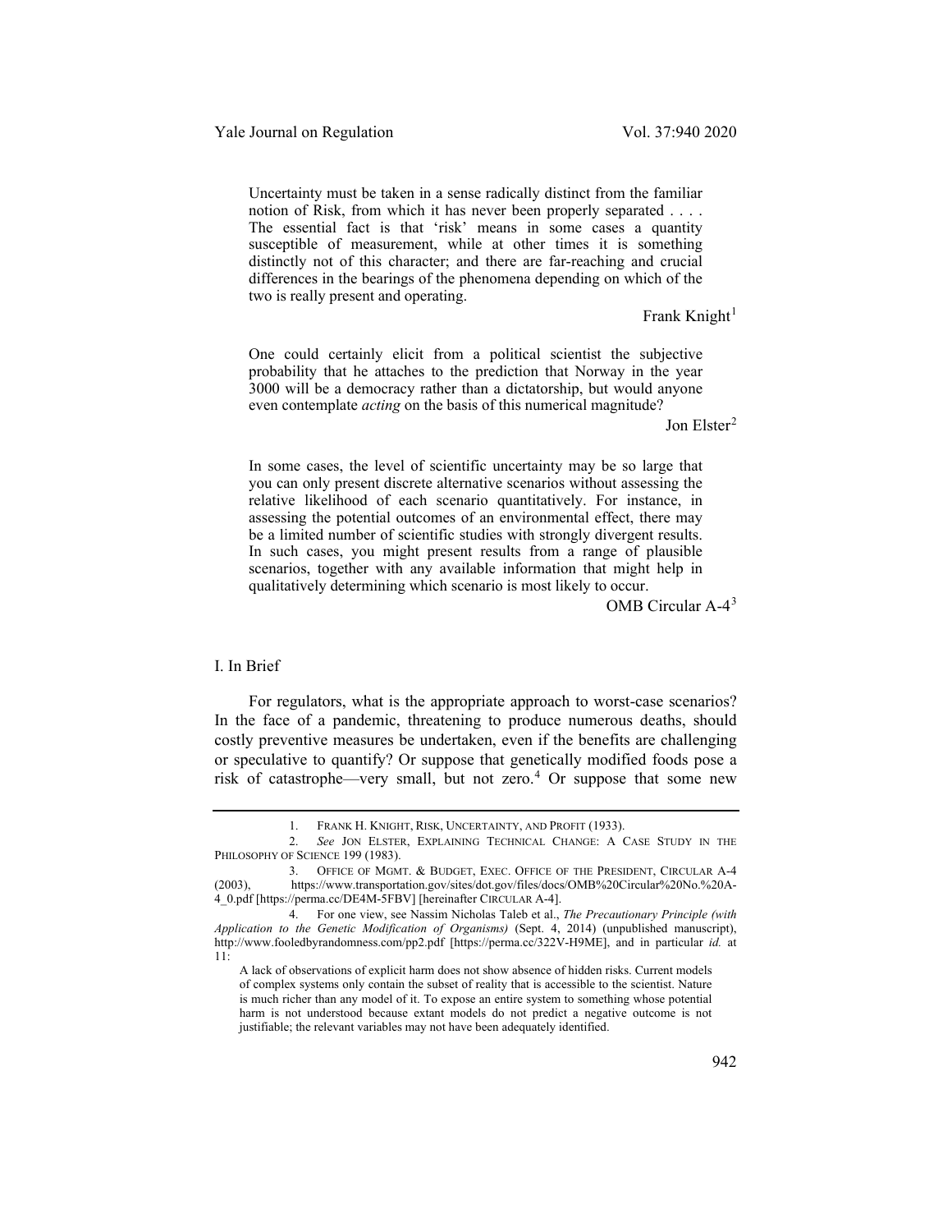> Uncertainty must be taken in a sense radically distinct from the familiar notion of Risk, from which it has never been properly separated . . . . The essential fact is that 'risk' means in some cases a quantity susceptible of measurement, while at other times it is something distinctly not of this character; and there are far-reaching and crucial differences in the bearings of the phenomena depending on which of the two is really present and operating.
>
> Frank Knight[1]

> One could certainly elicit from a political scientist the subjective probability that he attaches to the prediction that Norway in the year 3000 will be a democracy rather than a dictatorship, but would anyone even contemplate *acting* on the basis of this numerical magnitude?
>
> Jon Elster[2]

> In some cases, the level of scientific uncertainty may be so large that you can only present discrete alternative scenarios without assessing the relative likelihood of each scenario quantitatively. For instance, in assessing the potential outcomes of an environmental effect, there may be a limited number of scientific studies with strongly divergent results. In such cases, you might present results from a range of plausible scenarios, together with any available information that might help in qualitatively determining which scenario is most likely to occur.
>
> OMB Circular A-4[3]

## I. In Brief

For regulators, what is the appropriate approach to worst-case scenarios? In the face of a pandemic, threatening to produce numerous deaths, should costly preventive measures be undertaken, even if the benefits are challenging or speculative to quantify? Or suppose that genetically modified foods pose a risk of catastrophe—very small, but not zero.[4] Or suppose that some new

---

1. FRANK H. KNIGHT, RISK, UNCERTAINTY, AND PROFIT (1933).

2. *See* JON ELSTER, EXPLAINING TECHNICAL CHANGE: A CASE STUDY IN THE PHILOSOPHY OF SCIENCE 199 (1983).

3. OFFICE OF MGMT. & BUDGET, EXEC. OFFICE OF THE PRESIDENT, CIRCULAR A-4 (2003), https://www.transportation.gov/sites/dot.gov/files/docs/OMB%20Circular%20No.%20A-4_0.pdf [https://perma.cc/DE4M-5FBV] [hereinafter CIRCULAR A-4].

4. For one view, see Nassim Nicholas Taleb et al., *The Precautionary Principle (with Application to the Genetic Modification of Organisms)* (Sept. 4, 2014) (unpublished manuscript), http://www.fooledbyrandomness.com/pp2.pdf [https://perma.cc/322V-H9ME], and in particular *id.* at 11:

> A lack of observations of explicit harm does not show absence of hidden risks. Current models of complex systems only contain the subset of reality that is accessible to the scientist. Nature is much richer than any model of it. To expose an entire system to something whose potential harm is not understood because extant models do not predict a negative outcome is not justifiable; the relevant variables may not have been adequately identified.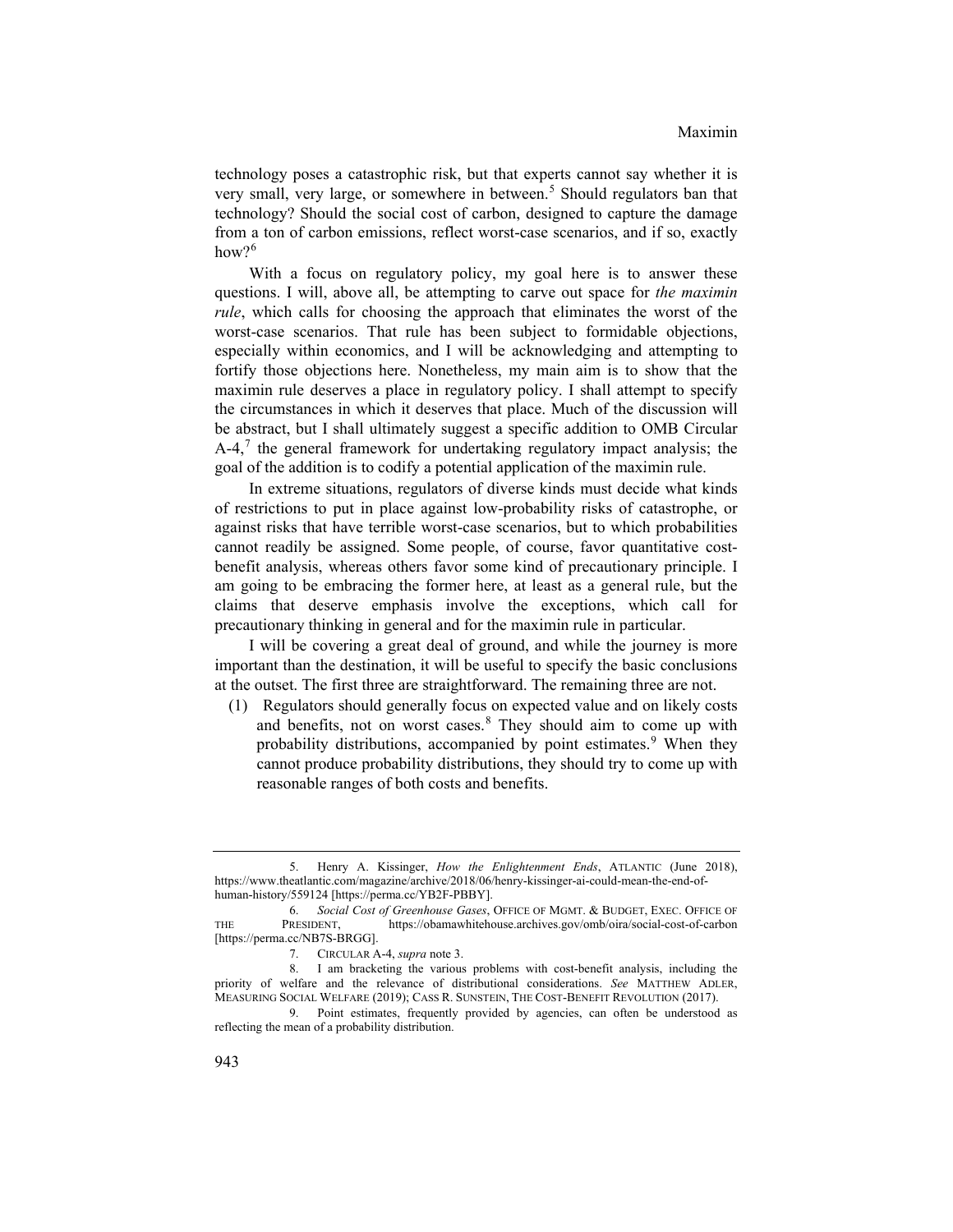technology poses a catastrophic risk, but that experts cannot say whether it is very small, very large, or somewhere in between.[5] Should regulators ban that technology? Should the social cost of carbon, designed to capture the damage from a ton of carbon emissions, reflect worst-case scenarios, and if so, exactly how?[6]

With a focus on regulatory policy, my goal here is to answer these questions. I will, above all, be attempting to carve out space for *the maximin rule*, which calls for choosing the approach that eliminates the worst of the worst-case scenarios. That rule has been subject to formidable objections, especially within economics, and I will be acknowledging and attempting to fortify those objections here. Nonetheless, my main aim is to show that the maximin rule deserves a place in regulatory policy. I shall attempt to specify the circumstances in which it deserves that place. Much of the discussion will be abstract, but I shall ultimately suggest a specific addition to OMB Circular A-4,[7] the general framework for undertaking regulatory impact analysis; the goal of the addition is to codify a potential application of the maximin rule.

In extreme situations, regulators of diverse kinds must decide what kinds of restrictions to put in place against low-probability risks of catastrophe, or against risks that have terrible worst-case scenarios, but to which probabilities cannot readily be assigned. Some people, of course, favor quantitative cost-benefit analysis, whereas others favor some kind of precautionary principle. I am going to be embracing the former here, at least as a general rule, but the claims that deserve emphasis involve the exceptions, which call for precautionary thinking in general and for the maximin rule in particular.

I will be covering a great deal of ground, and while the journey is more important than the destination, it will be useful to specify the basic conclusions at the outset. The first three are straightforward. The remaining three are not.

(1) Regulators should generally focus on expected value and on likely costs and benefits, not on worst cases.[8] They should aim to come up with probability distributions, accompanied by point estimates.[9] When they cannot produce probability distributions, they should try to come up with reasonable ranges of both costs and benefits.

---

5. Henry A. Kissinger, *How the Enlightenment Ends*, ATLANTIC (June 2018), https://www.theatlantic.com/magazine/archive/2018/06/henry-kissinger-ai-could-mean-the-end-of-human-history/559124 [https://perma.cc/YB2F-PBBY].

6. *Social Cost of Greenhouse Gases*, OFFICE OF MGMT. & BUDGET, EXEC. OFFICE OF THE PRESIDENT, https://obamawhitehouse.archives.gov/omb/oira/social-cost-of-carbon [https://perma.cc/NB7S-BRGG].

7. CIRCULAR A-4, *supra* note 3.

8. I am bracketing the various problems with cost-benefit analysis, including the priority of welfare and the relevance of distributional considerations. *See* MATTHEW ADLER, MEASURING SOCIAL WELFARE (2019); CASS R. SUNSTEIN, THE COST-BENEFIT REVOLUTION (2017).

9. Point estimates, frequently provided by agencies, can often be understood as reflecting the mean of a probability distribution.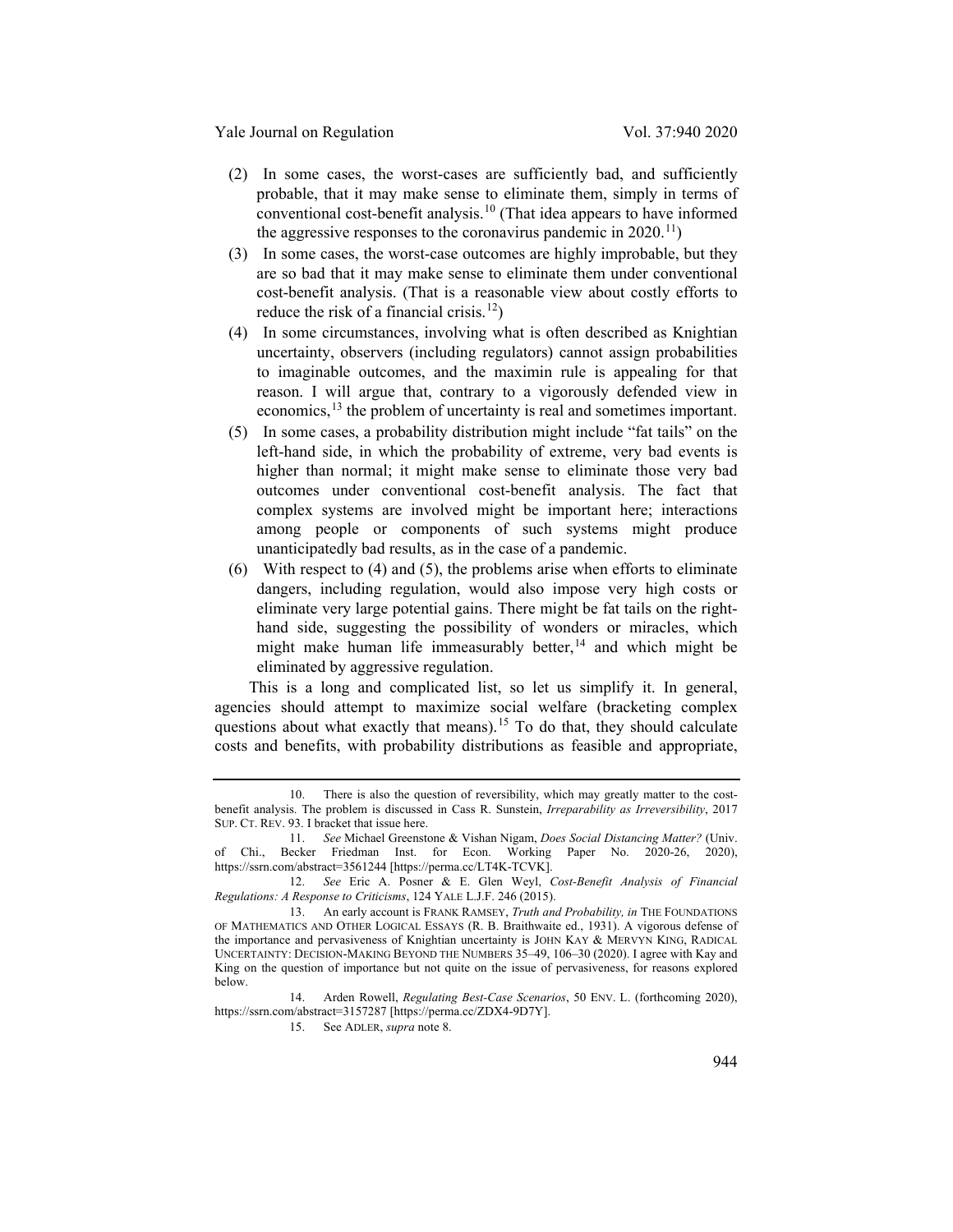(2) In some cases, the worst-cases are sufficiently bad, and sufficiently probable, that it may make sense to eliminate them, simply in terms of conventional cost-benefit analysis.[10] (That idea appears to have informed the aggressive responses to the coronavirus pandemic in 2020.[11])

(3) In some cases, the worst-case outcomes are highly improbable, but they are so bad that it may make sense to eliminate them under conventional cost-benefit analysis. (That is a reasonable view about costly efforts to reduce the risk of a financial crisis.[12])

(4) In some circumstances, involving what is often described as Knightian uncertainty, observers (including regulators) cannot assign probabilities to imaginable outcomes, and the maximin rule is appealing for that reason. I will argue that, contrary to a vigorously defended view in economics,[13] the problem of uncertainty is real and sometimes important.

(5) In some cases, a probability distribution might include "fat tails" on the left-hand side, in which the probability of extreme, very bad events is higher than normal; it might make sense to eliminate those very bad outcomes under conventional cost-benefit analysis. The fact that complex systems are involved might be important here; interactions among people or components of such systems might produce unanticipatedly bad results, as in the case of a pandemic.

(6) With respect to (4) and (5), the problems arise when efforts to eliminate dangers, including regulation, would also impose very high costs or eliminate very large potential gains. There might be fat tails on the right-hand side, suggesting the possibility of wonders or miracles, which might make human life immeasurably better,[14] and which might be eliminated by aggressive regulation.

This is a long and complicated list, so let us simplify it. In general, agencies should attempt to maximize social welfare (bracketing complex questions about what exactly that means).[15] To do that, they should calculate costs and benefits, with probability distributions as feasible and appropriate,

---

10. There is also the question of reversibility, which may greatly matter to the cost-benefit analysis. The problem is discussed in Cass R. Sunstein, *Irreparability as Irreversibility*, 2017 SUP. CT. REV. 93. I bracket that issue here.

11. *See* Michael Greenstone & Vishan Nigam, *Does Social Distancing Matter?* (Univ. of Chi., Becker Friedman Inst. for Econ. Working Paper No. 2020-26, 2020), https://ssrn.com/abstract=3561244 [https://perma.cc/LT4K-TCVK].

12. *See* Eric A. Posner & E. Glen Weyl, *Cost-Benefit Analysis of Financial Regulations: A Response to Criticisms*, 124 YALE L.J.F. 246 (2015).

13. An early account is FRANK RAMSEY, *Truth and Probability, in* THE FOUNDATIONS OF MATHEMATICS AND OTHER LOGICAL ESSAYS (R. B. Braithwaite ed., 1931). A vigorous defense of the importance and pervasiveness of Knightian uncertainty is JOHN KAY & MERVYN KING, RADICAL UNCERTAINTY: DECISION-MAKING BEYOND THE NUMBERS 35–49, 106–30 (2020). I agree with Kay and King on the question of importance but not quite on the issue of pervasiveness, for reasons explored below.

14. Arden Rowell, *Regulating Best-Case Scenarios*, 50 ENV. L. (forthcoming 2020), https://ssrn.com/abstract=3157287 [https://perma.cc/ZDX4-9D7Y].

15. See ADLER, *supra* note 8.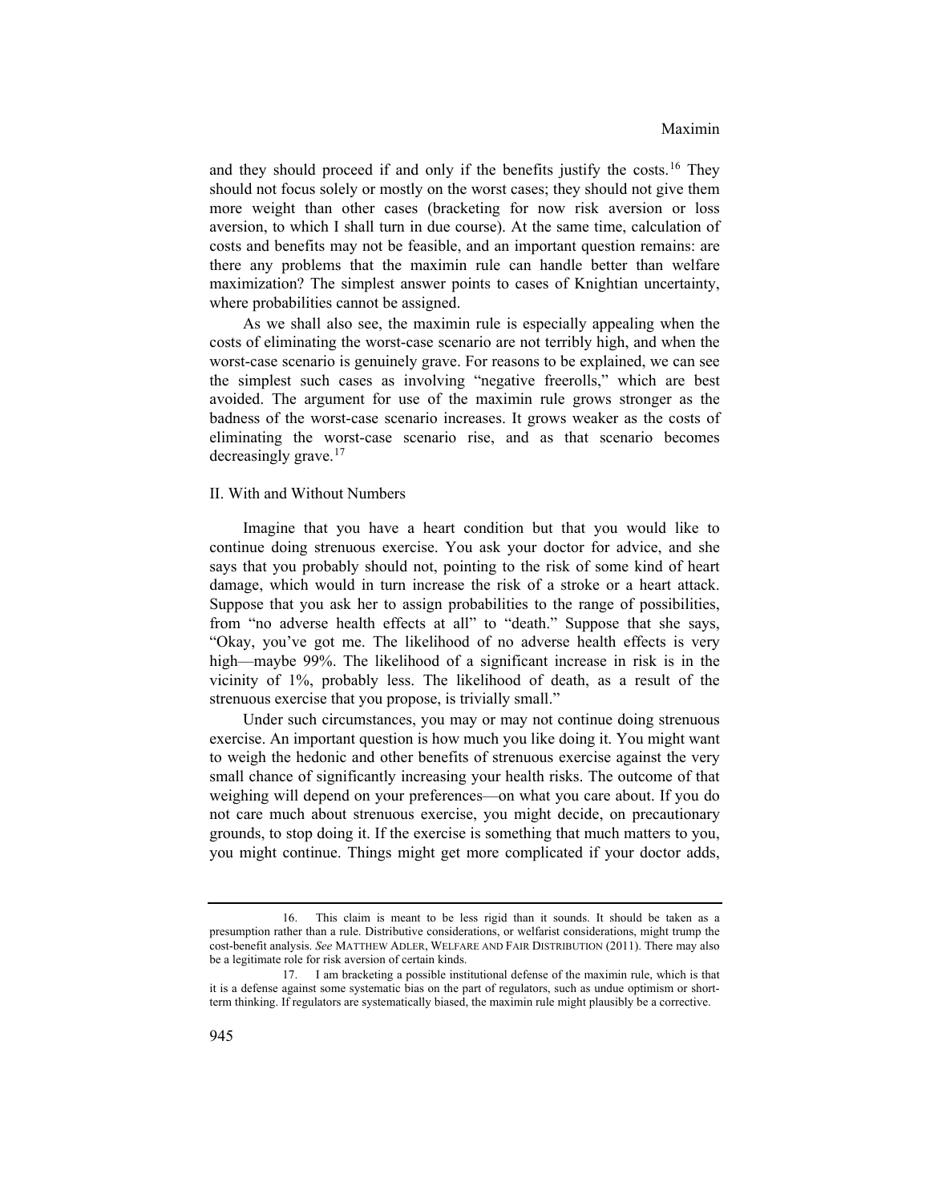and they should proceed if and only if the benefits justify the costs.[16] They should not focus solely or mostly on the worst cases; they should not give them more weight than other cases (bracketing for now risk aversion or loss aversion, to which I shall turn in due course). At the same time, calculation of costs and benefits may not be feasible, and an important question remains: are there any problems that the maximin rule can handle better than welfare maximization? The simplest answer points to cases of Knightian uncertainty, where probabilities cannot be assigned.

As we shall also see, the maximin rule is especially appealing when the costs of eliminating the worst-case scenario are not terribly high, and when the worst-case scenario is genuinely grave. For reasons to be explained, we can see the simplest such cases as involving "negative freerolls," which are best avoided. The argument for use of the maximin rule grows stronger as the badness of the worst-case scenario increases. It grows weaker as the costs of eliminating the worst-case scenario rise, and as that scenario becomes decreasingly grave.[17]

## II. With and Without Numbers

Imagine that you have a heart condition but that you would like to continue doing strenuous exercise. You ask your doctor for advice, and she says that you probably should not, pointing to the risk of some kind of heart damage, which would in turn increase the risk of a stroke or a heart attack. Suppose that you ask her to assign probabilities to the range of possibilities, from "no adverse health effects at all" to "death." Suppose that she says, "Okay, you've got me. The likelihood of no adverse health effects is very high—maybe 99%. The likelihood of a significant increase in risk is in the vicinity of 1%, probably less. The likelihood of death, as a result of the strenuous exercise that you propose, is trivially small."

Under such circumstances, you may or may not continue doing strenuous exercise. An important question is how much you like doing it. You might want to weigh the hedonic and other benefits of strenuous exercise against the very small chance of significantly increasing your health risks. The outcome of that weighing will depend on your preferences—on what you care about. If you do not care much about strenuous exercise, you might decide, on precautionary grounds, to stop doing it. If the exercise is something that much matters to you, you might continue. Things might get more complicated if your doctor adds,

---

16. This claim is meant to be less rigid than it sounds. It should be taken as a presumption rather than a rule. Distributive considerations, or welfarist considerations, might trump the cost-benefit analysis. *See* MATTHEW ADLER, WELFARE AND FAIR DISTRIBUTION (2011). There may also be a legitimate role for risk aversion of certain kinds.

17. I am bracketing a possible institutional defense of the maximin rule, which is that it is a defense against some systematic bias on the part of regulators, such as undue optimism or short-term thinking. If regulators are systematically biased, the maximin rule might plausibly be a corrective.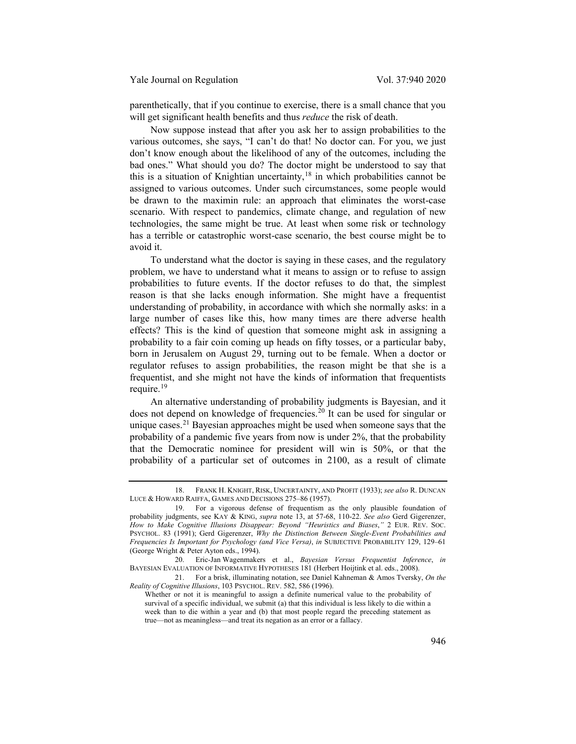parenthetically, that if you continue to exercise, there is a small chance that you will get significant health benefits and thus *reduce* the risk of death.

Now suppose instead that after you ask her to assign probabilities to the various outcomes, she says, "I can't do that! No doctor can. For you, we just don't know enough about the likelihood of any of the outcomes, including the bad ones." What should you do? The doctor might be understood to say that this is a situation of Knightian uncertainty,[18] in which probabilities cannot be assigned to various outcomes. Under such circumstances, some people would be drawn to the maximin rule: an approach that eliminates the worst-case scenario. With respect to pandemics, climate change, and regulation of new technologies, the same might be true. At least when some risk or technology has a terrible or catastrophic worst-case scenario, the best course might be to avoid it.

To understand what the doctor is saying in these cases, and the regulatory problem, we have to understand what it means to assign or to refuse to assign probabilities to future events. If the doctor refuses to do that, the simplest reason is that she lacks enough information. She might have a frequentist understanding of probability, in accordance with which she normally asks: in a large number of cases like this, how many times are there adverse health effects? This is the kind of question that someone might ask in assigning a probability to a fair coin coming up heads on fifty tosses, or a particular baby, born in Jerusalem on August 29, turning out to be female. When a doctor or regulator refuses to assign probabilities, the reason might be that she is a frequentist, and she might not have the kinds of information that frequentists require.[19]

An alternative understanding of probability judgments is Bayesian, and it does not depend on knowledge of frequencies.[20] It can be used for singular or unique cases.[21] Bayesian approaches might be used when someone says that the probability of a pandemic five years from now is under 2%, that the probability that the Democratic nominee for president will win is 50%, or that the probability of a particular set of outcomes in 2100, as a result of climate

---

18. FRANK H. KNIGHT, RISK, UNCERTAINTY, AND PROFIT (1933); *see also* R. DUNCAN LUCE & HOWARD RAIFFA, GAMES AND DECISIONS 275–86 (1957).

19. For a vigorous defense of frequentism as the only plausible foundation of probability judgments, see KAY & KING, *supra* note 13, at 57-68, 110-22. *See also* Gerd Gigerenzer, *How to Make Cognitive Illusions Disappear: Beyond "Heuristics and Biases*,*"* 2 EUR. REV. SOC. PSYCHOL. 83 (1991); Gerd Gigerenzer, *Why the Distinction Between Single-Event Probabilities and Frequencies Is Important for Psychology (and Vice Versa)*, *in* SUBJECTIVE PROBABILITY 129, 129–61 (George Wright & Peter Ayton eds., 1994).

20. Eric-Jan Wagenmakers et al., *Bayesian Versus Frequentist Inference*, *in* BAYESIAN EVALUATION OF INFORMATIVE HYPOTHESES 181 (Herbert Hoijtink et al. eds., 2008).

21. For a brisk, illuminating notation, see Daniel Kahneman & Amos Tversky, *On the Reality of Cognitive Illusions*, 103 PSYCHOL. REV. 582, 586 (1996).

> Whether or not it is meaningful to assign a definite numerical value to the probability of survival of a specific individual, we submit (a) that this individual is less likely to die within a week than to die within a year and (b) that most people regard the preceding statement as true—not as meaningless—and treat its negation as an error or a fallacy.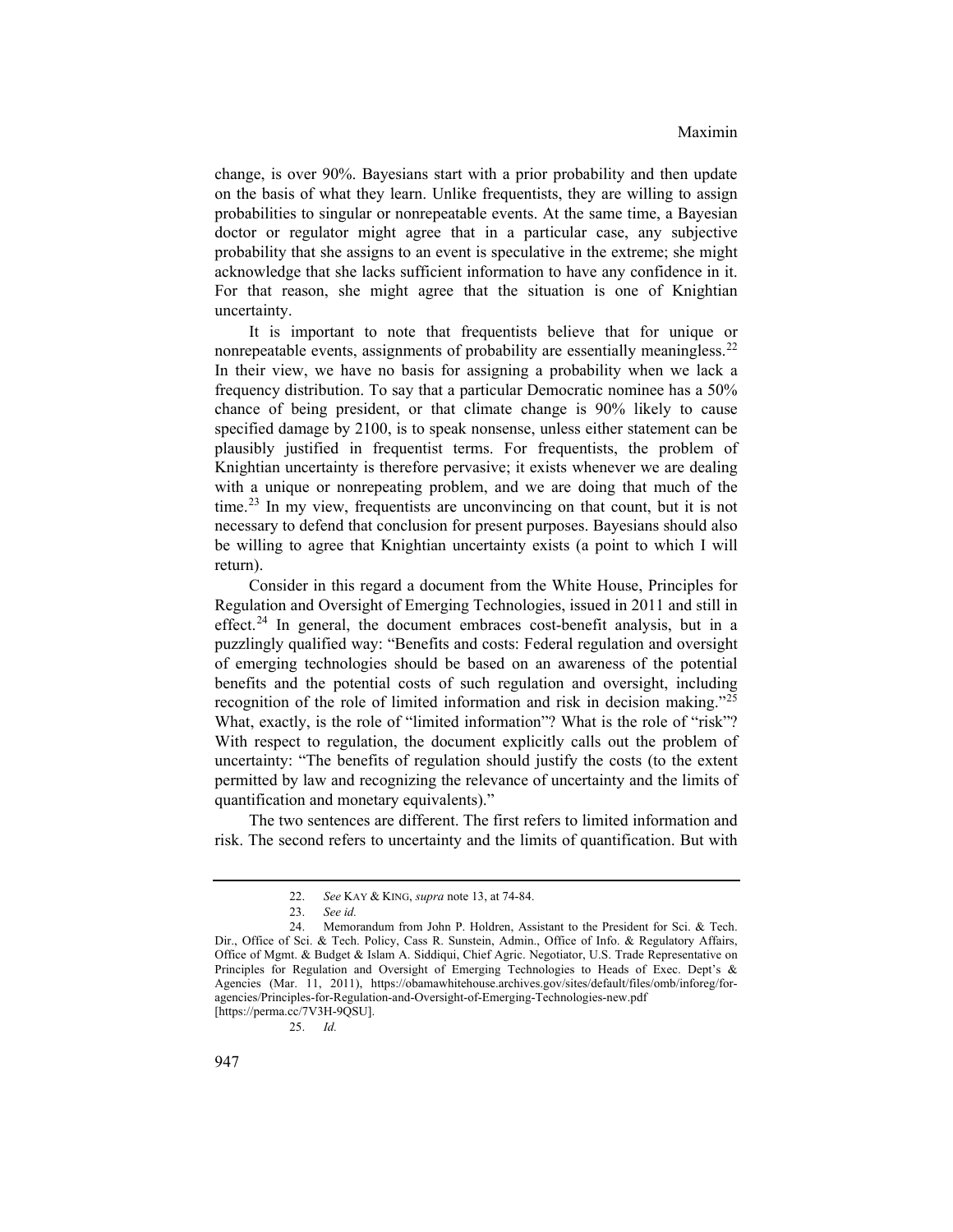change, is over 90%. Bayesians start with a prior probability and then update on the basis of what they learn. Unlike frequentists, they are willing to assign probabilities to singular or nonrepeatable events. At the same time, a Bayesian doctor or regulator might agree that in a particular case, any subjective probability that she assigns to an event is speculative in the extreme; she might acknowledge that she lacks sufficient information to have any confidence in it. For that reason, she might agree that the situation is one of Knightian uncertainty.

It is important to note that frequentists believe that for unique or nonrepeatable events, assignments of probability are essentially meaningless.[22] In their view, we have no basis for assigning a probability when we lack a frequency distribution. To say that a particular Democratic nominee has a 50% chance of being president, or that climate change is 90% likely to cause specified damage by 2100, is to speak nonsense, unless either statement can be plausibly justified in frequentist terms. For frequentists, the problem of Knightian uncertainty is therefore pervasive; it exists whenever we are dealing with a unique or nonrepeating problem, and we are doing that much of the time.[23] In my view, frequentists are unconvincing on that count, but it is not necessary to defend that conclusion for present purposes. Bayesians should also be willing to agree that Knightian uncertainty exists (a point to which I will return).

Consider in this regard a document from the White House, Principles for Regulation and Oversight of Emerging Technologies, issued in 2011 and still in effect.[24] In general, the document embraces cost-benefit analysis, but in a puzzlingly qualified way: "Benefits and costs: Federal regulation and oversight of emerging technologies should be based on an awareness of the potential benefits and the potential costs of such regulation and oversight, including recognition of the role of limited information and risk in decision making."[25] What, exactly, is the role of "limited information"? What is the role of "risk"? With respect to regulation, the document explicitly calls out the problem of uncertainty: "The benefits of regulation should justify the costs (to the extent permitted by law and recognizing the relevance of uncertainty and the limits of quantification and monetary equivalents)."

The two sentences are different. The first refers to limited information and risk. The second refers to uncertainty and the limits of quantification. But with

---

22. *See* KAY & KING, *supra* note 13, at 74-84.

23. *See id.*

24. Memorandum from John P. Holdren, Assistant to the President for Sci. & Tech. Dir., Office of Sci. & Tech. Policy, Cass R. Sunstein, Admin., Office of Info. & Regulatory Affairs, Office of Mgmt. & Budget & Islam A. Siddiqui, Chief Agric. Negotiator, U.S. Trade Representative on Principles for Regulation and Oversight of Emerging Technologies to Heads of Exec. Dept's & Agencies (Mar. 11, 2011), https://obamawhitehouse.archives.gov/sites/default/files/omb/inforeg/for-agencies/Principles-for-Regulation-and-Oversight-of-Emerging-Technologies-new.pdf [https://perma.cc/7V3H-9QSU].

25. *Id.*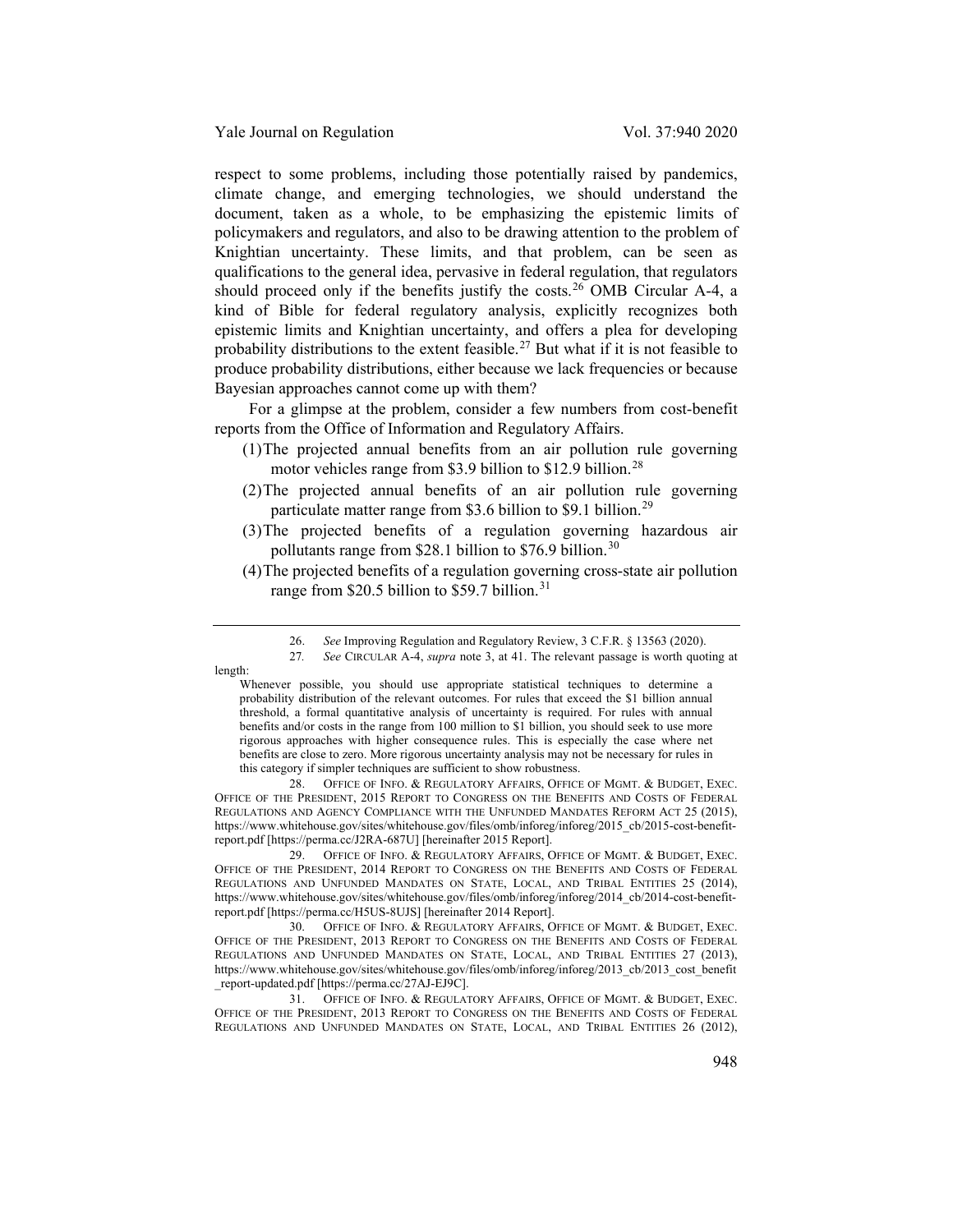respect to some problems, including those potentially raised by pandemics, climate change, and emerging technologies, we should understand the document, taken as a whole, to be emphasizing the epistemic limits of policymakers and regulators, and also to be drawing attention to the problem of Knightian uncertainty. These limits, and that problem, can be seen as qualifications to the general idea, pervasive in federal regulation, that regulators should proceed only if the benefits justify the costs.[26] OMB Circular A-4, a kind of Bible for federal regulatory analysis, explicitly recognizes both epistemic limits and Knightian uncertainty, and offers a plea for developing probability distributions to the extent feasible.[27] But what if it is not feasible to produce probability distributions, either because we lack frequencies or because Bayesian approaches cannot come up with them?

For a glimpse at the problem, consider a few numbers from cost-benefit reports from the Office of Information and Regulatory Affairs.

(1) The projected annual benefits from an air pollution rule governing motor vehicles range from $3.9 billion to $12.9 billion.[28]

(2) The projected annual benefits of an air pollution rule governing particulate matter range from $3.6 billion to $9.1 billion.[29]

(3) The projected benefits of a regulation governing hazardous air pollutants range from $28.1 billion to $76.9 billion.[30]

(4) The projected benefits of a regulation governing cross-state air pollution range from $20.5 billion to $59.7 billion.[31]

---

26. *See* Improving Regulation and Regulatory Review, 3 C.F.R. § 13563 (2020).

27. *See* CIRCULAR A-4, *supra* note 3, at 41. The relevant passage is worth quoting at length:

> Whenever possible, you should use appropriate statistical techniques to determine a probability distribution of the relevant outcomes. For rules that exceed the $1 billion annual threshold, a formal quantitative analysis of uncertainty is required. For rules with annual benefits and/or costs in the range from 100 million to $1 billion, you should seek to use more rigorous approaches with higher consequence rules. This is especially the case where net benefits are close to zero. More rigorous uncertainty analysis may not be necessary for rules in this category if simpler techniques are sufficient to show robustness.

28. OFFICE OF INFO. & REGULATORY AFFAIRS, OFFICE OF MGMT. & BUDGET, EXEC. OFFICE OF THE PRESIDENT, 2015 REPORT TO CONGRESS ON THE BENEFITS AND COSTS OF FEDERAL REGULATIONS AND AGENCY COMPLIANCE WITH THE UNFUNDED MANDATES REFORM ACT 25 (2015), https://www.whitehouse.gov/sites/whitehouse.gov/files/omb/inforeg/inforeg/2015_cb/2015-cost-benefit-report.pdf [https://perma.cc/J2RA-687U] [hereinafter 2015 Report].

29. OFFICE OF INFO. & REGULATORY AFFAIRS, OFFICE OF MGMT. & BUDGET, EXEC. OFFICE OF THE PRESIDENT, 2014 REPORT TO CONGRESS ON THE BENEFITS AND COSTS OF FEDERAL REGULATIONS AND UNFUNDED MANDATES ON STATE, LOCAL, AND TRIBAL ENTITIES 25 (2014), https://www.whitehouse.gov/sites/whitehouse.gov/files/omb/inforeg/inforeg/2014_cb/2014-cost-benefit-report.pdf [https://perma.cc/H5US-8UJS] [hereinafter 2014 Report].

30. OFFICE OF INFO. & REGULATORY AFFAIRS, OFFICE OF MGMT. & BUDGET, EXEC. OFFICE OF THE PRESIDENT, 2013 REPORT TO CONGRESS ON THE BENEFITS AND COSTS OF FEDERAL REGULATIONS AND UNFUNDED MANDATES ON STATE, LOCAL, AND TRIBAL ENTITIES 27 (2013), https://www.whitehouse.gov/sites/whitehouse.gov/files/omb/inforeg/inforeg/2013_cb/2013_cost_benefit_report-updated.pdf [https://perma.cc/27AJ-EJ9C].

31. OFFICE OF INFO. & REGULATORY AFFAIRS, OFFICE OF MGMT. & BUDGET, EXEC. OFFICE OF THE PRESIDENT, 2013 REPORT TO CONGRESS ON THE BENEFITS AND COSTS OF FEDERAL REGULATIONS AND UNFUNDED MANDATES ON STATE, LOCAL, AND TRIBAL ENTITIES 26 (2012),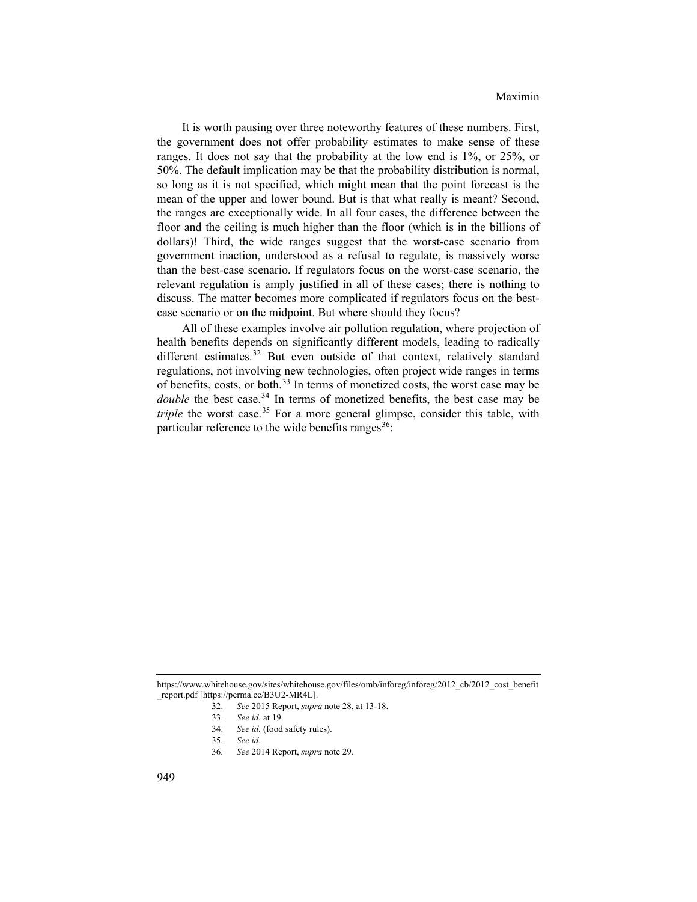It is worth pausing over three noteworthy features of these numbers. First, the government does not offer probability estimates to make sense of these ranges. It does not say that the probability at the low end is 1%, or 25%, or 50%. The default implication may be that the probability distribution is normal, so long as it is not specified, which might mean that the point forecast is the mean of the upper and lower bound. But is that what really is meant? Second, the ranges are exceptionally wide. In all four cases, the difference between the floor and the ceiling is much higher than the floor (which is in the billions of dollars)! Third, the wide ranges suggest that the worst-case scenario from government inaction, understood as a refusal to regulate, is massively worse than the best-case scenario. If regulators focus on the worst-case scenario, the relevant regulation is amply justified in all of these cases; there is nothing to discuss. The matter becomes more complicated if regulators focus on the best-case scenario or on the midpoint. But where should they focus?

All of these examples involve air pollution regulation, where projection of health benefits depends on significantly different models, leading to radically different estimates.[32] But even outside of that context, relatively standard regulations, not involving new technologies, often project wide ranges in terms of benefits, costs, or both.[33] In terms of monetized costs, the worst case may be *double* the best case.[34] In terms of monetized benefits, the best case may be *triple* the worst case.[35] For a more general glimpse, consider this table, with particular reference to the wide benefits ranges[36]:

---

https://www.whitehouse.gov/sites/whitehouse.gov/files/omb/inforeg/inforeg/2012_cb/2012_cost_benefit_report.pdf [https://perma.cc/B3U2-MR4L].

32. *See* 2015 Report, *supra* note 28, at 13-18.

33. *See id.* at 19.

34. *See id.* (food safety rules).

35. *See id.*

36. *See* 2014 Report, *supra* note 29.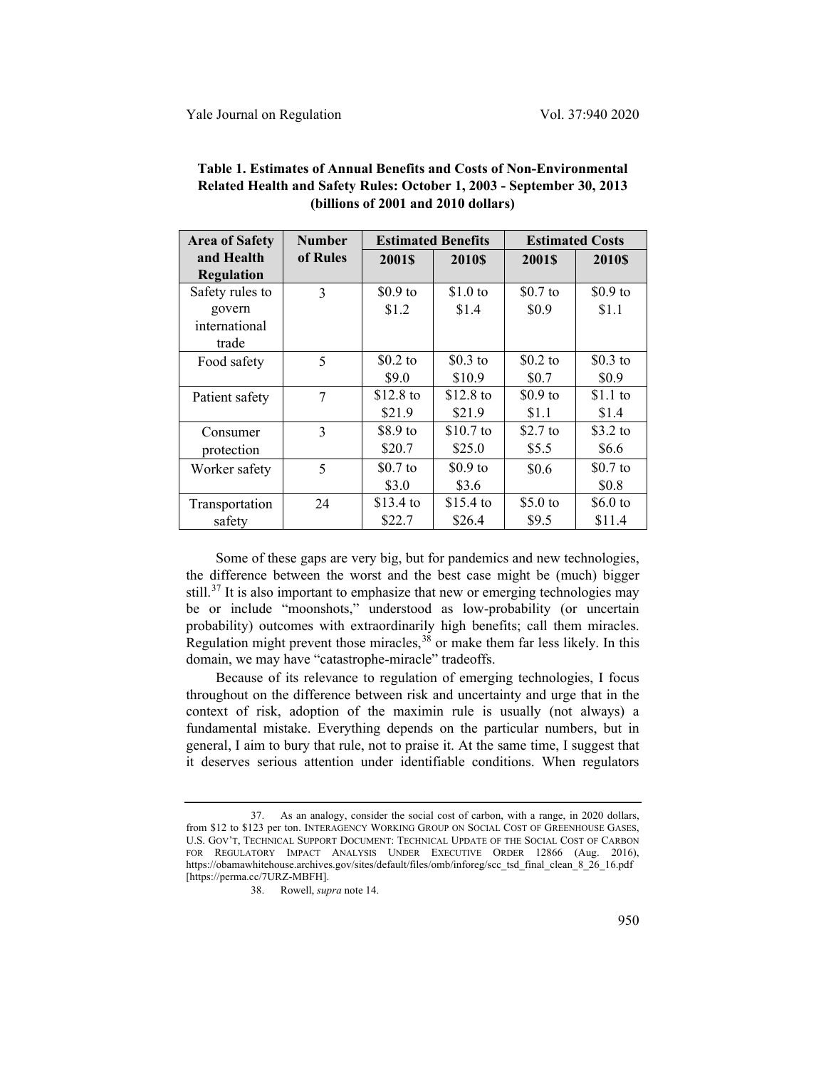**Table 1. Estimates of Annual Benefits and Costs of Non-Environmental Related Health and Safety Rules: October 1, 2003 - September 30, 2013 (billions of 2001 and 2010 dollars)**

| Area of Safety and Health Regulation | Number of Rules | Estimated Benefits | | Estimated Costs | |
|---|---|---|---|---|---|
| | | 2001$ | 2010$ | 2001$ | 2010$ |
| Safety rules to govern international trade | 3 | $0.9 to $1.2 | $1.0 to $1.4 | $0.7 to $0.9 | $0.9 to $1.1 |
| Food safety | 5 | $0.2 to $9.0 | $0.3 to $10.9 | $0.2 to $0.7 | $0.3 to $0.9 |
| Patient safety | 7 | $12.8 to $21.9 | $12.8 to $21.9 | $0.9 to $1.1 | $1.1 to $1.4 |
| Consumer protection | 3 | $8.9 to $20.7 | $10.7 to $25.0 | $2.7 to $5.5 | $3.2 to $6.6 |
| Worker safety | 5 | $0.7 to $3.0 | $0.9 to $3.6 | $0.6 | $0.7 to $0.8 |
| Transportation safety | 24 | $13.4 to $22.7 | $15.4 to $26.4 | $5.0 to $9.5 | $6.0 to $11.4 |

Some of these gaps are very big, but for pandemics and new technologies, the difference between the worst and the best case might be (much) bigger still.[37] It is also important to emphasize that new or emerging technologies may be or include "moonshots," understood as low-probability (or uncertain probability) outcomes with extraordinarily high benefits; call them miracles. Regulation might prevent those miracles,[38] or make them far less likely. In this domain, we may have "catastrophe-miracle" tradeoffs.

Because of its relevance to regulation of emerging technologies, I focus throughout on the difference between risk and uncertainty and urge that in the context of risk, adoption of the maximin rule is usually (not always) a fundamental mistake. Everything depends on the particular numbers, but in general, I aim to bury that rule, not to praise it. At the same time, I suggest that it deserves serious attention under identifiable conditions. When regulators

---

37. As an analogy, consider the social cost of carbon, with a range, in 2020 dollars, from $12 to $123 per ton. INTERAGENCY WORKING GROUP ON SOCIAL COST OF GREENHOUSE GASES, U.S. GOV'T, TECHNICAL SUPPORT DOCUMENT: TECHNICAL UPDATE OF THE SOCIAL COST OF CARBON FOR REGULATORY IMPACT ANALYSIS UNDER EXECUTIVE ORDER 12866 (Aug. 2016), https://obamawhitehouse.archives.gov/sites/default/files/omb/inforeg/scc_tsd_final_clean_8_26_16.pdf [https://perma.cc/7URZ-MBFH].

38. Rowell, *supra* note 14.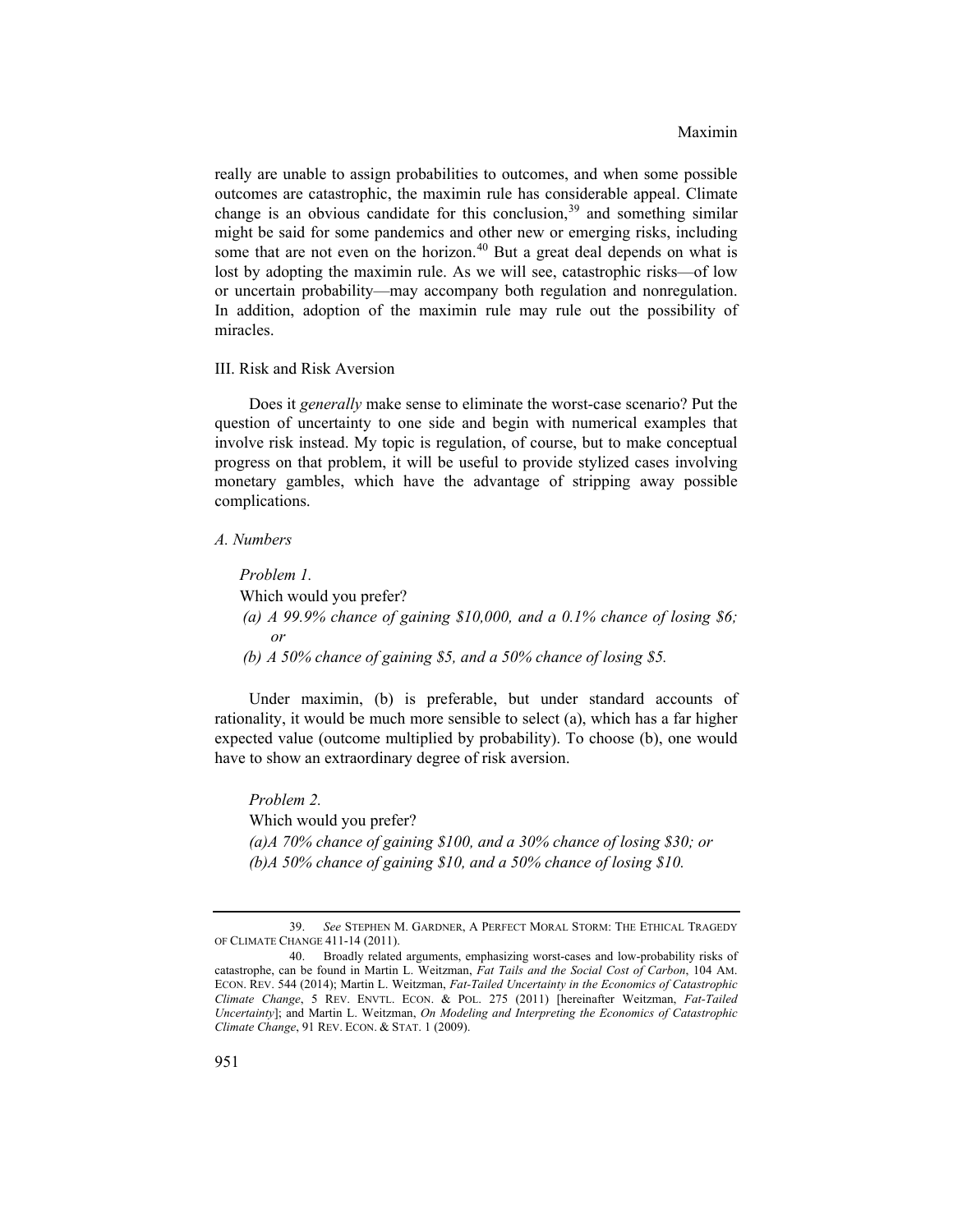really are unable to assign probabilities to outcomes, and when some possible outcomes are catastrophic, the maximin rule has considerable appeal. Climate change is an obvious candidate for this conclusion,[39] and something similar might be said for some pandemics and other new or emerging risks, including some that are not even on the horizon.[40] But a great deal depends on what is lost by adopting the maximin rule. As we will see, catastrophic risks—of low or uncertain probability—may accompany both regulation and nonregulation. In addition, adoption of the maximin rule may rule out the possibility of miracles.

## III. Risk and Risk Aversion

Does it *generally* make sense to eliminate the worst-case scenario? Put the question of uncertainty to one side and begin with numerical examples that involve risk instead. My topic is regulation, of course, but to make conceptual progress on that problem, it will be useful to provide stylized cases involving monetary gambles, which have the advantage of stripping away possible complications.

### *A. Numbers*

*Problem 1.*

Which would you prefer?

*(a) A 99.9% chance of gaining $10,000, and a 0.1% chance of losing $6; or*

*(b) A 50% chance of gaining $5, and a 50% chance of losing $5.*

Under maximin, (b) is preferable, but under standard accounts of rationality, it would be much more sensible to select (a), which has a far higher expected value (outcome multiplied by probability). To choose (b), one would have to show an extraordinary degree of risk aversion.

*Problem 2.*

Which would you prefer?

*(a) A 70% chance of gaining $100, and a 30% chance of losing $30; or*

*(b) A 50% chance of gaining $10, and a 50% chance of losing $10.*

---

39. *See* STEPHEN M. GARDNER, A PERFECT MORAL STORM: THE ETHICAL TRAGEDY OF CLIMATE CHANGE 411-14 (2011).

40. Broadly related arguments, emphasizing worst-cases and low-probability risks of catastrophe, can be found in Martin L. Weitzman, *Fat Tails and the Social Cost of Carbon*, 104 AM. ECON. REV. 544 (2014); Martin L. Weitzman, *Fat-Tailed Uncertainty in the Economics of Catastrophic Climate Change*, 5 REV. ENVTL. ECON. & POL. 275 (2011) [hereinafter Weitzman, *Fat-Tailed Uncertainty*]; and Martin L. Weitzman, *On Modeling and Interpreting the Economics of Catastrophic Climate Change*, 91 REV. ECON. & STAT. 1 (2009).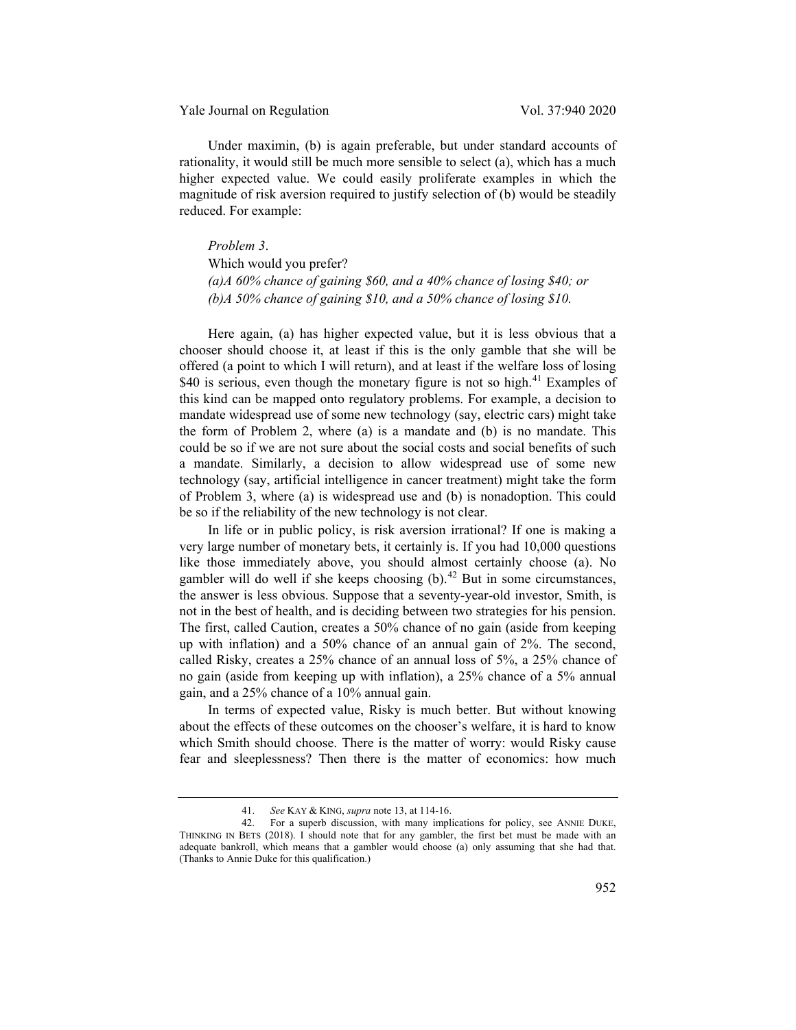Under maximin, (b) is again preferable, but under standard accounts of rationality, it would still be much more sensible to select (a), which has a much higher expected value. We could easily proliferate examples in which the magnitude of risk aversion required to justify selection of (b) would be steadily reduced. For example:

> *Problem 3*.
> Which would you prefer?
> *(a)A 60% chance of gaining $60, and a 40% chance of losing $40; or*
> *(b)A 50% chance of gaining $10, and a 50% chance of losing $10.*

Here again, (a) has higher expected value, but it is less obvious that a chooser should choose it, at least if this is the only gamble that she will be offered (a point to which I will return), and at least if the welfare loss of losing $40 is serious, even though the monetary figure is not so high.[41] Examples of this kind can be mapped onto regulatory problems. For example, a decision to mandate widespread use of some new technology (say, electric cars) might take the form of Problem 2, where (a) is a mandate and (b) is no mandate. This could be so if we are not sure about the social costs and social benefits of such a mandate. Similarly, a decision to allow widespread use of some new technology (say, artificial intelligence in cancer treatment) might take the form of Problem 3, where (a) is widespread use and (b) is nonadoption. This could be so if the reliability of the new technology is not clear.

In life or in public policy, is risk aversion irrational? If one is making a very large number of monetary bets, it certainly is. If you had 10,000 questions like those immediately above, you should almost certainly choose (a). No gambler will do well if she keeps choosing (b).[42] But in some circumstances, the answer is less obvious. Suppose that a seventy-year-old investor, Smith, is not in the best of health, and is deciding between two strategies for his pension. The first, called Caution, creates a 50% chance of no gain (aside from keeping up with inflation) and a 50% chance of an annual gain of 2%. The second, called Risky, creates a 25% chance of an annual loss of 5%, a 25% chance of no gain (aside from keeping up with inflation), a 25% chance of a 5% annual gain, and a 25% chance of a 10% annual gain.

In terms of expected value, Risky is much better. But without knowing about the effects of these outcomes on the chooser's welfare, it is hard to know which Smith should choose. There is the matter of worry: would Risky cause fear and sleeplessness? Then there is the matter of economics: how much

---

41. *See* KAY & KING, *supra* note 13, at 114-16.

42. For a superb discussion, with many implications for policy, see ANNIE DUKE, THINKING IN BETS (2018). I should note that for any gambler, the first bet must be made with an adequate bankroll, which means that a gambler would choose (a) only assuming that she had that. (Thanks to Annie Duke for this qualification.)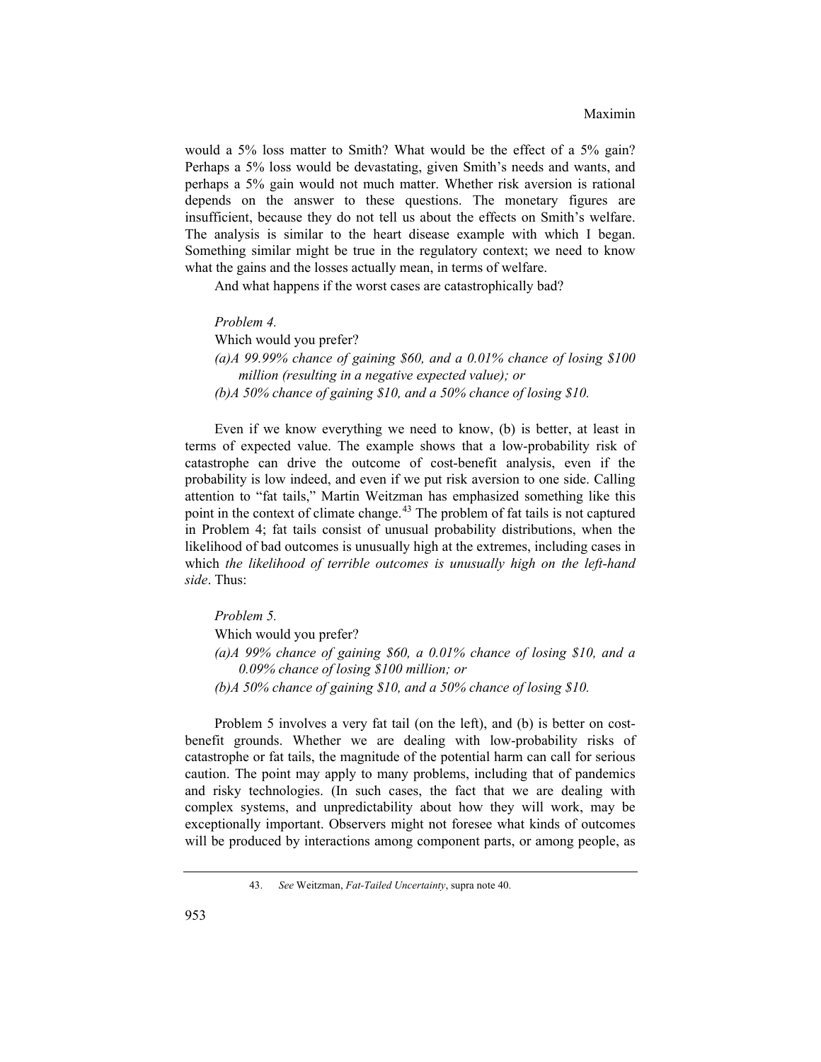would a 5% loss matter to Smith? What would be the effect of a 5% gain? Perhaps a 5% loss would be devastating, given Smith's needs and wants, and perhaps a 5% gain would not much matter. Whether risk aversion is rational depends on the answer to these questions. The monetary figures are insufficient, because they do not tell us about the effects on Smith's welfare. The analysis is similar to the heart disease example with which I began. Something similar might be true in the regulatory context; we need to know what the gains and the losses actually mean, in terms of welfare.

And what happens if the worst cases are catastrophically bad?

> *Problem 4.*
>
> Which would you prefer?
>
> *(a) A 99.99% chance of gaining $60, and a 0.01% chance of losing $100 million (resulting in a negative expected value); or*
>
> *(b) A 50% chance of gaining $10, and a 50% chance of losing $10.*

Even if we know everything we need to know, (b) is better, at least in terms of expected value. The example shows that a low-probability risk of catastrophe can drive the outcome of cost-benefit analysis, even if the probability is low indeed, and even if we put risk aversion to one side. Calling attention to "fat tails," Martin Weitzman has emphasized something like this point in the context of climate change.[43] The problem of fat tails is not captured in Problem 4; fat tails consist of unusual probability distributions, when the likelihood of bad outcomes is unusually high at the extremes, including cases in which *the likelihood of terrible outcomes is unusually high on the left-hand side*. Thus:

> *Problem 5.*
>
> Which would you prefer?
>
> *(a) A 99% chance of gaining $60, a 0.01% chance of losing $10, and a 0.09% chance of losing $100 million; or*
>
> *(b) A 50% chance of gaining $10, and a 50% chance of losing $10.*

Problem 5 involves a very fat tail (on the left), and (b) is better on cost-benefit grounds. Whether we are dealing with low-probability risks of catastrophe or fat tails, the magnitude of the potential harm can call for serious caution. The point may apply to many problems, including that of pandemics and risky technologies. (In such cases, the fact that we are dealing with complex systems, and unpredictability about how they will work, may be exceptionally important. Observers might not foresee what kinds of outcomes will be produced by interactions among component parts, or among people, as

---

43. *See* Weitzman, *Fat-Tailed Uncertainty*, supra note 40.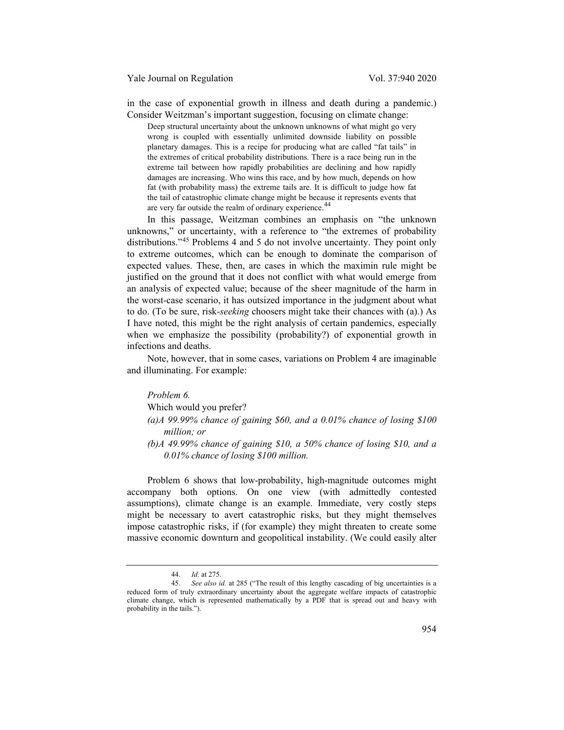in the case of exponential growth in illness and death during a pandemic.) Consider Weitzman's important suggestion, focusing on climate change:

> Deep structural uncertainty about the unknown unknowns of what might go very wrong is coupled with essentially unlimited downside liability on possible planetary damages. This is a recipe for producing what are called "fat tails" in the extremes of critical probability distributions. There is a race being run in the extreme tail between how rapidly probabilities are declining and how rapidly damages are increasing. Who wins this race, and by how much, depends on how fat (with probability mass) the extreme tails are. It is difficult to judge how fat the tail of catastrophic climate change might be because it represents events that are very far outside the realm of ordinary experience.[44]

In this passage, Weitzman combines an emphasis on "the unknown unknowns," or uncertainty, with a reference to "the extremes of probability distributions."[45] Problems 4 and 5 do not involve uncertainty. They point only to extreme outcomes, which can be enough to dominate the comparison of expected values. These, then, are cases in which the maximin rule might be justified on the ground that it does not conflict with what would emerge from an analysis of expected value; because of the sheer magnitude of the harm in the worst-case scenario, it has outsized importance in the judgment about what to do. (To be sure, risk-*seeking* choosers might take their chances with (a).) As I have noted, this might be the right analysis of certain pandemics, especially when we emphasize the possibility (probability?) of exponential growth in infections and deaths.

Note, however, that in some cases, variations on Problem 4 are imaginable and illuminating. For example:

> *Problem 6.*
>
> Which would you prefer?
>
> *(a) A 99.99% chance of gaining $60, and a 0.01% chance of losing $100 million; or*
>
> *(b) A 49.99% chance of gaining $10, a 50% chance of losing $10, and a 0.01% chance of losing $100 million.*

Problem 6 shows that low-probability, high-magnitude outcomes might accompany both options. On one view (with admittedly contested assumptions), climate change is an example. Immediate, very costly steps might be necessary to avert catastrophic risks, but they might themselves impose catastrophic risks, if (for example) they might threaten to create some massive economic downturn and geopolitical instability. (We could easily alter

---

44. *Id.* at 275.

45. *See also id.* at 285 ("The result of this lengthy cascading of big uncertainties is a reduced form of truly extraordinary uncertainty about the aggregate welfare impacts of catastrophic climate change, which is represented mathematically by a PDF that is spread out and heavy with probability in the tails.").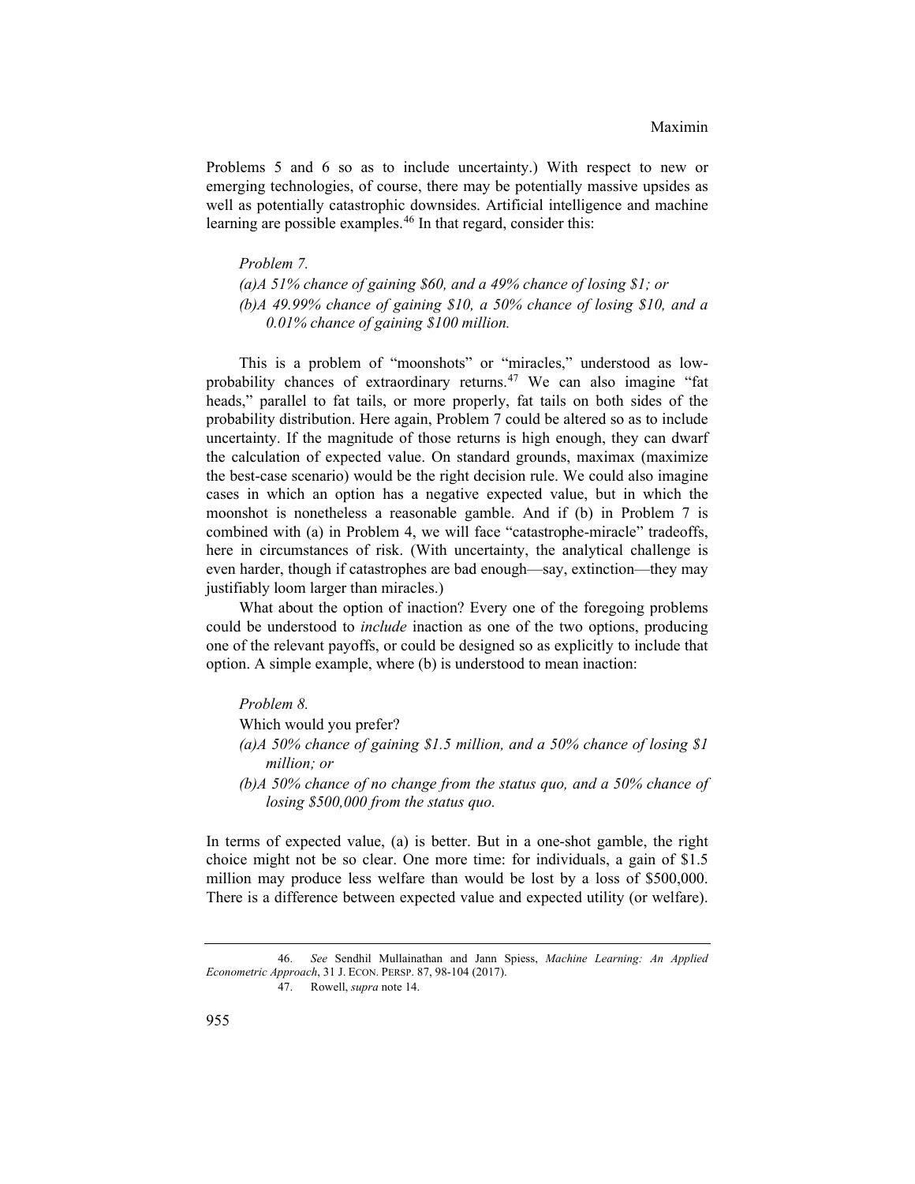Problems 5 and 6 so as to include uncertainty.) With respect to new or emerging technologies, of course, there may be potentially massive upsides as well as potentially catastrophic downsides. Artificial intelligence and machine learning are possible examples.[46] In that regard, consider this:

> *Problem 7.*
>
> *(a)A 51% chance of gaining $60, and a 49% chance of losing $1; or*
>
> *(b)A 49.99% chance of gaining $10, a 50% chance of losing $10, and a 0.01% chance of gaining $100 million.*

This is a problem of "moonshots" or "miracles," understood as low-probability chances of extraordinary returns.[47] We can also imagine "fat heads," parallel to fat tails, or more properly, fat tails on both sides of the probability distribution. Here again, Problem 7 could be altered so as to include uncertainty. If the magnitude of those returns is high enough, they can dwarf the calculation of expected value. On standard grounds, maximax (maximize the best-case scenario) would be the right decision rule. We could also imagine cases in which an option has a negative expected value, but in which the moonshot is nonetheless a reasonable gamble. And if (b) in Problem 7 is combined with (a) in Problem 4, we will face "catastrophe-miracle" tradeoffs, here in circumstances of risk. (With uncertainty, the analytical challenge is even harder, though if catastrophes are bad enough—say, extinction—they may justifiably loom larger than miracles.)

What about the option of inaction? Every one of the foregoing problems could be understood to *include* inaction as one of the two options, producing one of the relevant payoffs, or could be designed so as explicitly to include that option. A simple example, where (b) is understood to mean inaction:

> *Problem 8.*
>
> Which would you prefer?
>
> *(a)A 50% chance of gaining $1.5 million, and a 50% chance of losing $1 million; or*
>
> *(b)A 50% chance of no change from the status quo, and a 50% chance of losing $500,000 from the status quo.*

In terms of expected value, (a) is better. But in a one-shot gamble, the right choice might not be so clear. One more time: for individuals, a gain of $1.5 million may produce less welfare than would be lost by a loss of $500,000. There is a difference between expected value and expected utility (or welfare).

---

46. *See* Sendhil Mullainathan and Jann Spiess, *Machine Learning: An Applied Econometric Approach*, 31 J. ECON. PERSP. 87, 98-104 (2017).

47. Rowell, *supra* note 14.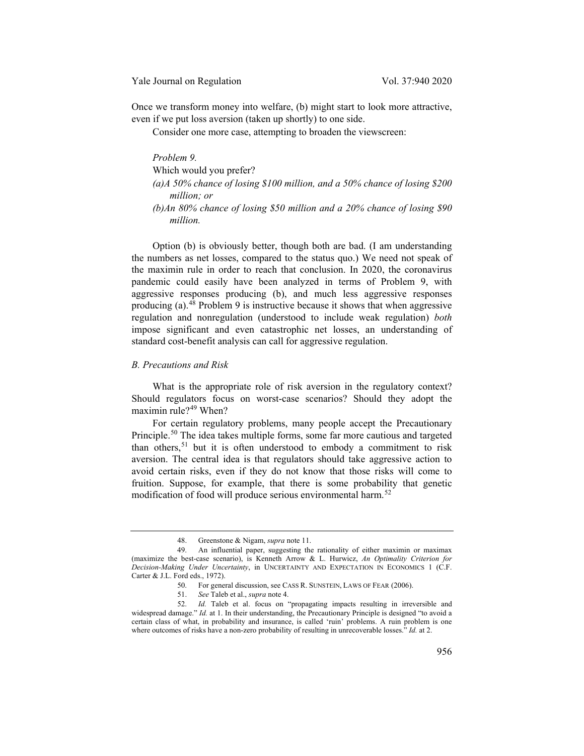Once we transform money into welfare, (b) might start to look more attractive, even if we put loss aversion (taken up shortly) to one side.

Consider one more case, attempting to broaden the viewscreen:

> *Problem 9.*
>
> Which would you prefer?
>
> *(a) A 50% chance of losing $100 million, and a 50% chance of losing $200 million; or*
>
> *(b) An 80% chance of losing $50 million and a 20% chance of losing $90 million.*

Option (b) is obviously better, though both are bad. (I am understanding the numbers as net losses, compared to the status quo.) We need not speak of the maximin rule in order to reach that conclusion. In 2020, the coronavirus pandemic could easily have been analyzed in terms of Problem 9, with aggressive responses producing (b), and much less aggressive responses producing (a).[48] Problem 9 is instructive because it shows that when aggressive regulation and nonregulation (understood to include weak regulation) *both* impose significant and even catastrophic net losses, an understanding of standard cost-benefit analysis can call for aggressive regulation.

### *B. Precautions and Risk*

What is the appropriate role of risk aversion in the regulatory context? Should regulators focus on worst-case scenarios? Should they adopt the maximin rule?[49] When?

For certain regulatory problems, many people accept the Precautionary Principle.[50] The idea takes multiple forms, some far more cautious and targeted than others,[51] but it is often understood to embody a commitment to risk aversion. The central idea is that regulators should take aggressive action to avoid certain risks, even if they do not know that those risks will come to fruition. Suppose, for example, that there is some probability that genetic modification of food will produce serious environmental harm.[52]

---

48. Greenstone & Nigam, *supra* note 11.

49. An influential paper, suggesting the rationality of either maximin or maximax (maximize the best-case scenario), is Kenneth Arrow & L. Hurwicz, *An Optimality Criterion for Decision-Making Under Uncertainty*, in UNCERTAINTY AND EXPECTATION IN ECONOMICS 1 (C.F. Carter & J.L. Ford eds., 1972).

50. For general discussion, see CASS R. SUNSTEIN, LAWS OF FEAR (2006).

51. *See* Taleb et al., *supra* note 4.

52. *Id.* Taleb et al. focus on "propagating impacts resulting in irreversible and widespread damage." *Id.* at 1. In their understanding, the Precautionary Principle is designed "to avoid a certain class of what, in probability and insurance, is called 'ruin' problems. A ruin problem is one where outcomes of risks have a non-zero probability of resulting in unrecoverable losses." *Id.* at 2.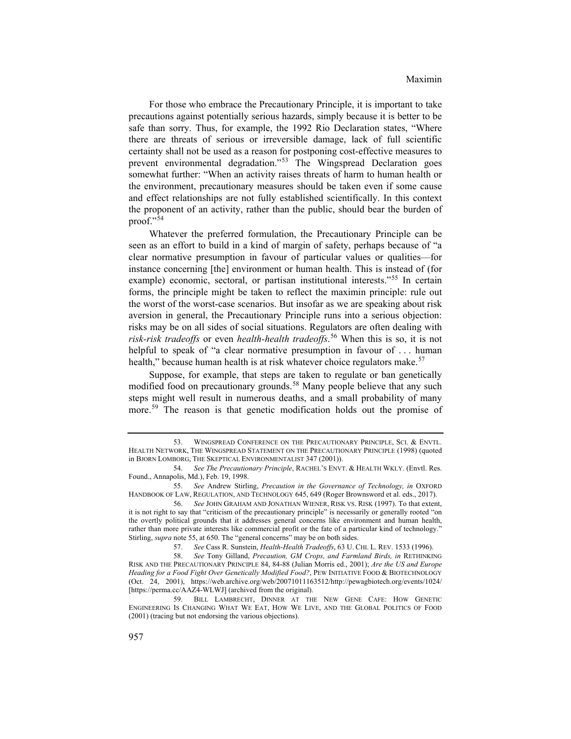For those who embrace the Precautionary Principle, it is important to take precautions against potentially serious hazards, simply because it is better to be safe than sorry. Thus, for example, the 1992 Rio Declaration states, "Where there are threats of serious or irreversible damage, lack of full scientific certainty shall not be used as a reason for postponing cost-effective measures to prevent environmental degradation."[53] The Wingspread Declaration goes somewhat further: "When an activity raises threats of harm to human health or the environment, precautionary measures should be taken even if some cause and effect relationships are not fully established scientifically. In this context the proponent of an activity, rather than the public, should bear the burden of proof."[54]

Whatever the preferred formulation, the Precautionary Principle can be seen as an effort to build in a kind of margin of safety, perhaps because of "a clear normative presumption in favour of particular values or qualities—for instance concerning [the] environment or human health. This is instead of (for example) economic, sectoral, or partisan institutional interests."[55] In certain forms, the principle might be taken to reflect the maximin principle: rule out the worst of the worst-case scenarios. But insofar as we are speaking about risk aversion in general, the Precautionary Principle runs into a serious objection: risks may be on all sides of social situations. Regulators are often dealing with *risk-risk tradeoffs* or even *health-health tradeoffs*.[56] When this is so, it is not helpful to speak of "a clear normative presumption in favour of . . . human health," because human health is at risk whatever choice regulators make.[57]

Suppose, for example, that steps are taken to regulate or ban genetically modified food on precautionary grounds.[58] Many people believe that any such steps might well result in numerous deaths, and a small probability of many more.[59] The reason is that genetic modification holds out the promise of

---

53. WINGSPREAD CONFERENCE ON THE PRECAUTIONARY PRINCIPLE, SCI. & ENVTL. HEALTH NETWORK, THE WINGSPREAD STATEMENT ON THE PRECAUTIONARY PRINCIPLE (1998) (quoted in BJORN LOMBORG, THE SKEPTICAL ENVIRONMENTALIST 347 (2001)).

54. *See The Precautionary Principle*, RACHEL'S ENVT. & HEALTH WKLY. (Envtl. Res. Found., Annapolis, Md.), Feb. 19, 1998.

55. *See* Andrew Stirling, *Precaution in the Governance of Technology, in* OXFORD HANDBOOK OF LAW, REGULATION, AND TECHNOLOGY 645, 649 (Roger Brownsword et al. eds., 2017).

56. *See* JOHN GRAHAM AND JONATHAN WIENER, RISK VS. RISK (1997). To that extent, it is not right to say that "criticism of the precautionary principle" is necessarily or generally rooted "on the overtly political grounds that it addresses general concerns like environment and human health, rather than more private interests like commercial profit or the fate of a particular kind of technology." Stirling, *supra* note 55, at 650. The "general concerns" may be on both sides.

57. *See* Cass R. Sunstein, *Health-Health Tradeoffs*, 63 U. CHI. L. REV. 1533 (1996).

58. *See* Tony Gilland, *Precaution, GM Crops, and Farmland Birds, in* RETHINKING RISK AND THE PRECAUTIONARY PRINCIPLE 84, 84-88 (Julian Morris ed., 2001); *Are the US and Europe Heading for a Food Fight Over Genetically Modified Food?*, PEW INITIATIVE FOOD & BIOTECHNOLOGY (Oct. 24, 2001), https://web.archive.org/web/20071011163512/http://pewagbiotech.org/events/1024/ [https://perma.cc/AAZ4-WLWJ] (archived from the original).

59. BILL LAMBRECHT, DINNER AT THE NEW GENE CAFE: HOW GENETIC ENGINEERING IS CHANGING WHAT WE EAT, HOW WE LIVE, AND THE GLOBAL POLITICS OF FOOD (2001) (tracing but not endorsing the various objections).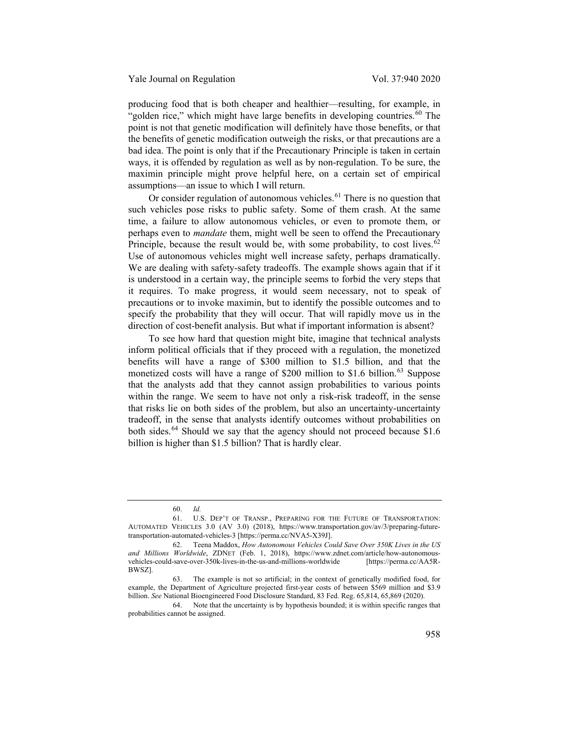producing food that is both cheaper and healthier—resulting, for example, in "golden rice," which might have large benefits in developing countries.[60] The point is not that genetic modification will definitely have those benefits, or that the benefits of genetic modification outweigh the risks, or that precautions are a bad idea. The point is only that if the Precautionary Principle is taken in certain ways, it is offended by regulation as well as by non-regulation. To be sure, the maximin principle might prove helpful here, on a certain set of empirical assumptions—an issue to which I will return.

Or consider regulation of autonomous vehicles.[61] There is no question that such vehicles pose risks to public safety. Some of them crash. At the same time, a failure to allow autonomous vehicles, or even to promote them, or perhaps even to *mandate* them, might well be seen to offend the Precautionary Principle, because the result would be, with some probability, to cost lives.[62] Use of autonomous vehicles might well increase safety, perhaps dramatically. We are dealing with safety-safety tradeoffs. The example shows again that if it is understood in a certain way, the principle seems to forbid the very steps that it requires. To make progress, it would seem necessary, not to speak of precautions or to invoke maximin, but to identify the possible outcomes and to specify the probability that they will occur. That will rapidly move us in the direction of cost-benefit analysis. But what if important information is absent?

To see how hard that question might bite, imagine that technical analysts inform political officials that if they proceed with a regulation, the monetized benefits will have a range of $300 million to $1.5 billion, and that the monetized costs will have a range of $200 million to $1.6 billion.[63] Suppose that the analysts add that they cannot assign probabilities to various points within the range. We seem to have not only a risk-risk tradeoff, in the sense that risks lie on both sides of the problem, but also an uncertainty-uncertainty tradeoff, in the sense that analysts identify outcomes without probabilities on both sides.[64] Should we say that the agency should not proceed because $1.6 billion is higher than $1.5 billion? That is hardly clear.

---

60. *Id.*

61. U.S. DEP'T OF TRANSP., PREPARING FOR THE FUTURE OF TRANSPORTATION: AUTOMATED VEHICLES 3.0 (AV 3.0) (2018), https://www.transportation.gov/av/3/preparing-future-transportation-automated-vehicles-3 [https://perma.cc/NVA5-X39J].

62. Teena Maddox, *How Autonomous Vehicles Could Save Over 350K Lives in the US and Millions Worldwide*, ZDNET (Feb. 1, 2018), https://www.zdnet.com/article/how-autonomous-vehicles-could-save-over-350k-lives-in-the-us-and-millions-worldwide [https://perma.cc/AA5R-BWSZ].

63. The example is not so artificial; in the context of genetically modified food, for example, the Department of Agriculture projected first-year costs of between $569 million and $3.9 billion. *See* National Bioengineered Food Disclosure Standard, 83 Fed. Reg. 65,814, 65,869 (2020).

64. Note that the uncertainty is by hypothesis bounded; it is within specific ranges that probabilities cannot be assigned.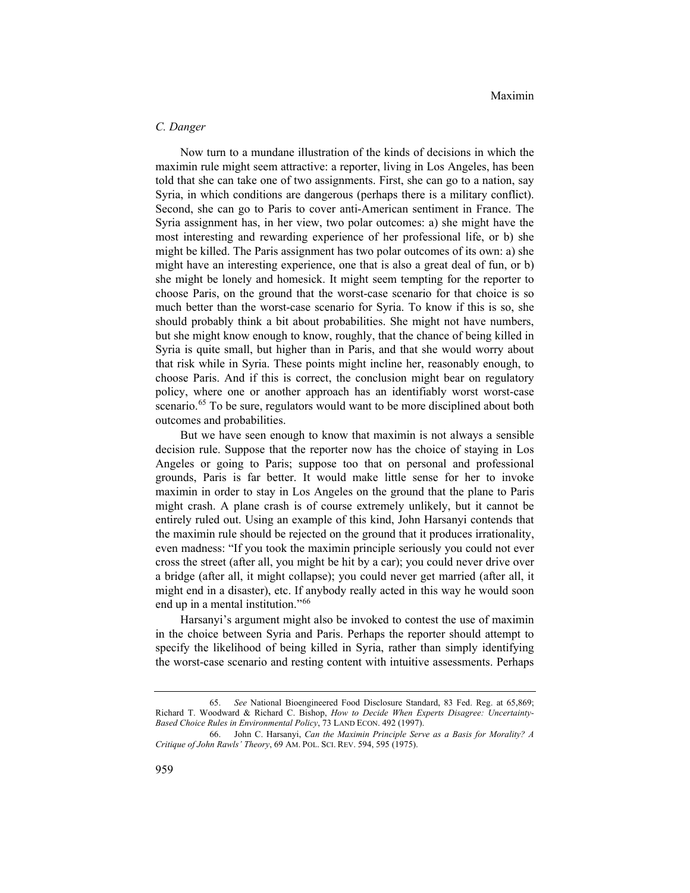### *C. Danger*

Now turn to a mundane illustration of the kinds of decisions in which the maximin rule might seem attractive: a reporter, living in Los Angeles, has been told that she can take one of two assignments. First, she can go to a nation, say Syria, in which conditions are dangerous (perhaps there is a military conflict). Second, she can go to Paris to cover anti-American sentiment in France. The Syria assignment has, in her view, two polar outcomes: a) she might have the most interesting and rewarding experience of her professional life, or b) she might be killed. The Paris assignment has two polar outcomes of its own: a) she might have an interesting experience, one that is also a great deal of fun, or b) she might be lonely and homesick. It might seem tempting for the reporter to choose Paris, on the ground that the worst-case scenario for that choice is so much better than the worst-case scenario for Syria. To know if this is so, she should probably think a bit about probabilities. She might not have numbers, but she might know enough to know, roughly, that the chance of being killed in Syria is quite small, but higher than in Paris, and that she would worry about that risk while in Syria. These points might incline her, reasonably enough, to choose Paris. And if this is correct, the conclusion might bear on regulatory policy, where one or another approach has an identifiably worst worst-case scenario.[65] To be sure, regulators would want to be more disciplined about both outcomes and probabilities.

But we have seen enough to know that maximin is not always a sensible decision rule. Suppose that the reporter now has the choice of staying in Los Angeles or going to Paris; suppose too that on personal and professional grounds, Paris is far better. It would make little sense for her to invoke maximin in order to stay in Los Angeles on the ground that the plane to Paris might crash. A plane crash is of course extremely unlikely, but it cannot be entirely ruled out. Using an example of this kind, John Harsanyi contends that the maximin rule should be rejected on the ground that it produces irrationality, even madness: "If you took the maximin principle seriously you could not ever cross the street (after all, you might be hit by a car); you could never drive over a bridge (after all, it might collapse); you could never get married (after all, it might end in a disaster), etc. If anybody really acted in this way he would soon end up in a mental institution."[66]

Harsanyi's argument might also be invoked to contest the use of maximin in the choice between Syria and Paris. Perhaps the reporter should attempt to specify the likelihood of being killed in Syria, rather than simply identifying the worst-case scenario and resting content with intuitive assessments. Perhaps

---

65. *See* National Bioengineered Food Disclosure Standard, 83 Fed. Reg. at 65,869; Richard T. Woodward & Richard C. Bishop, *How to Decide When Experts Disagree: Uncertainty-Based Choice Rules in Environmental Policy*, 73 LAND ECON. 492 (1997).

66. John C. Harsanyi, *Can the Maximin Principle Serve as a Basis for Morality? A Critique of John Rawls' Theory*, 69 AM. POL. SCI. REV. 594, 595 (1975).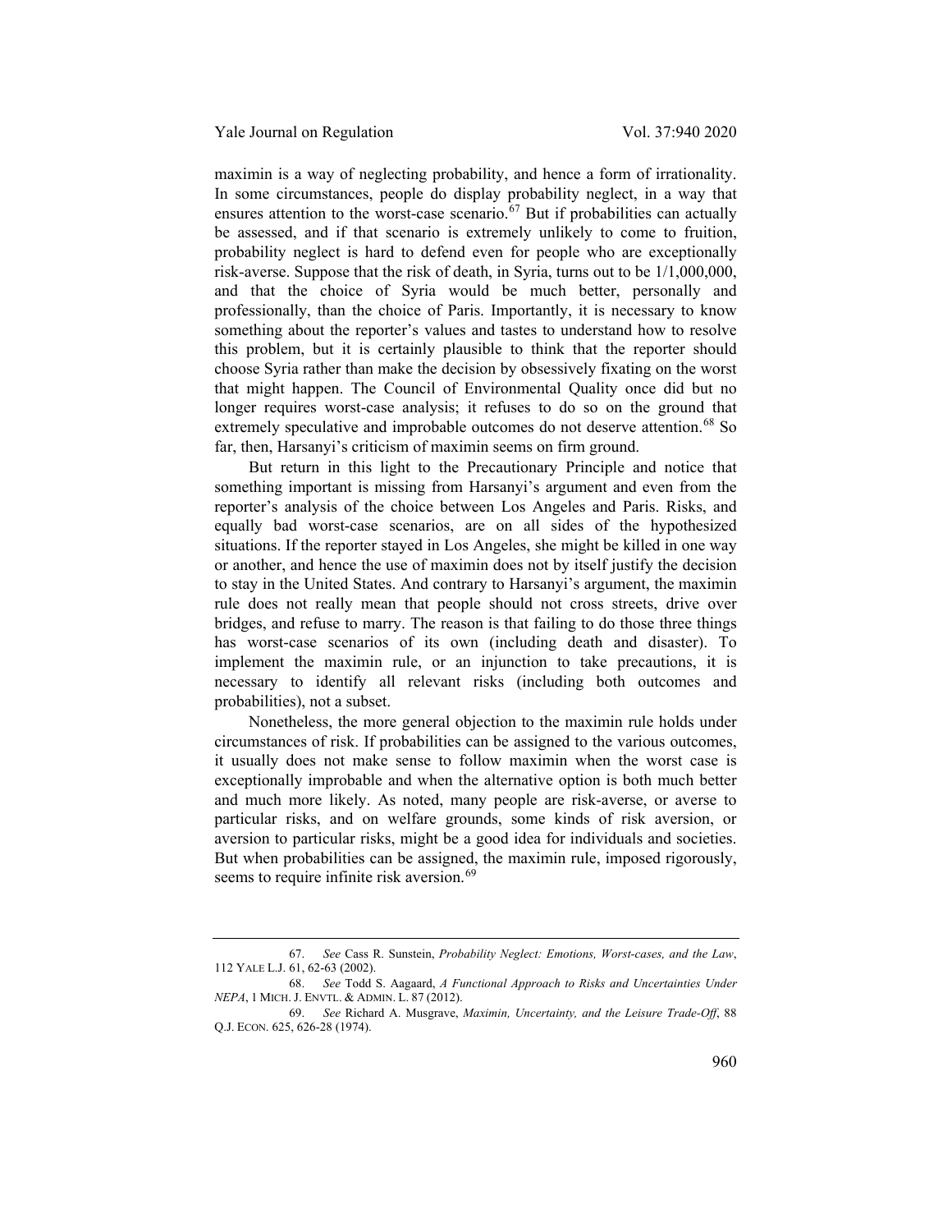maximin is a way of neglecting probability, and hence a form of irrationality. In some circumstances, people do display probability neglect, in a way that ensures attention to the worst-case scenario.[67] But if probabilities can actually be assessed, and if that scenario is extremely unlikely to come to fruition, probability neglect is hard to defend even for people who are exceptionally risk-averse. Suppose that the risk of death, in Syria, turns out to be 1/1,000,000, and that the choice of Syria would be much better, personally and professionally, than the choice of Paris. Importantly, it is necessary to know something about the reporter's values and tastes to understand how to resolve this problem, but it is certainly plausible to think that the reporter should choose Syria rather than make the decision by obsessively fixating on the worst that might happen. The Council of Environmental Quality once did but no longer requires worst-case analysis; it refuses to do so on the ground that extremely speculative and improbable outcomes do not deserve attention.[68] So far, then, Harsanyi's criticism of maximin seems on firm ground.

But return in this light to the Precautionary Principle and notice that something important is missing from Harsanyi's argument and even from the reporter's analysis of the choice between Los Angeles and Paris. Risks, and equally bad worst-case scenarios, are on all sides of the hypothesized situations. If the reporter stayed in Los Angeles, she might be killed in one way or another, and hence the use of maximin does not by itself justify the decision to stay in the United States. And contrary to Harsanyi's argument, the maximin rule does not really mean that people should not cross streets, drive over bridges, and refuse to marry. The reason is that failing to do those three things has worst-case scenarios of its own (including death and disaster). To implement the maximin rule, or an injunction to take precautions, it is necessary to identify all relevant risks (including both outcomes and probabilities), not a subset.

Nonetheless, the more general objection to the maximin rule holds under circumstances of risk. If probabilities can be assigned to the various outcomes, it usually does not make sense to follow maximin when the worst case is exceptionally improbable and when the alternative option is both much better and much more likely. As noted, many people are risk-averse, or averse to particular risks, and on welfare grounds, some kinds of risk aversion, or aversion to particular risks, might be a good idea for individuals and societies. But when probabilities can be assigned, the maximin rule, imposed rigorously, seems to require infinite risk aversion.[69]

---

67. *See* Cass R. Sunstein, *Probability Neglect: Emotions, Worst-cases, and the Law*, 112 YALE L.J. 61, 62-63 (2002).

68. *See* Todd S. Aagaard, *A Functional Approach to Risks and Uncertainties Under NEPA*, 1 MICH. J. ENVTL. & ADMIN. L. 87 (2012).

69. *See* Richard A. Musgrave, *Maximin, Uncertainty, and the Leisure Trade-Off*, 88 Q.J. ECON. 625, 626-28 (1974).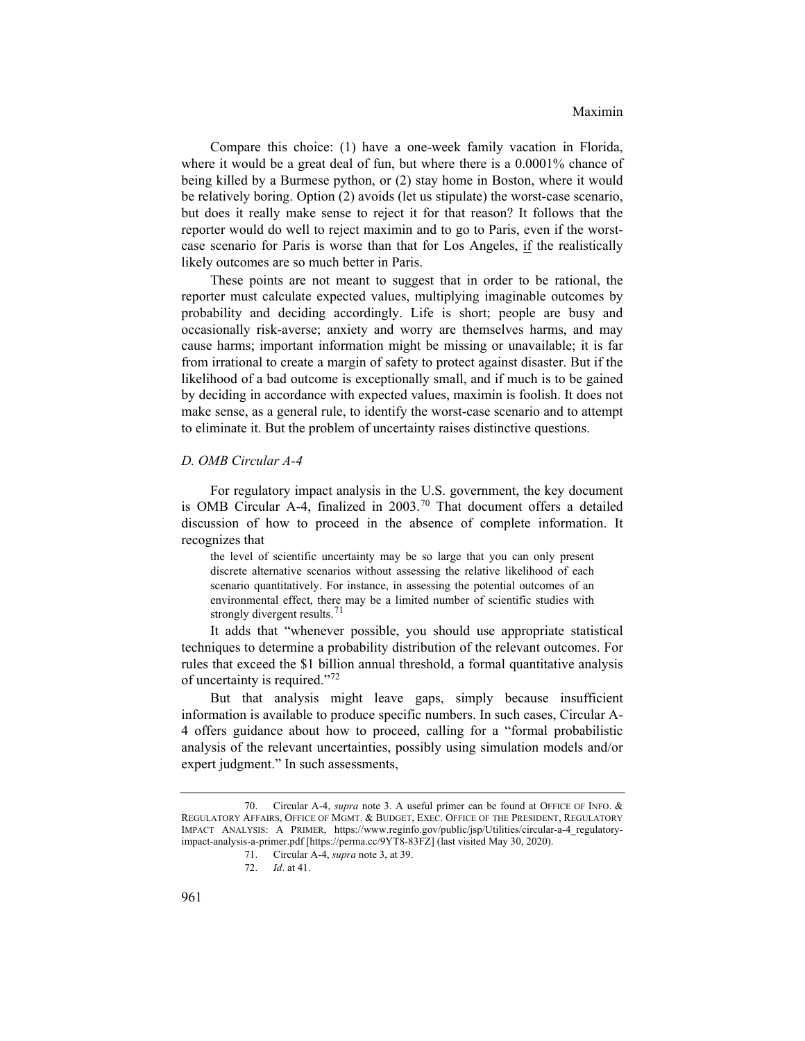Compare this choice: (1) have a one-week family vacation in Florida, where it would be a great deal of fun, but where there is a 0.0001% chance of being killed by a Burmese python, or (2) stay home in Boston, where it would be relatively boring. Option (2) avoids (let us stipulate) the worst-case scenario, but does it really make sense to reject it for that reason? It follows that the reporter would do well to reject maximin and to go to Paris, even if the worst-case scenario for Paris is worse than that for Los Angeles, <u>if</u> the realistically likely outcomes are so much better in Paris.

These points are not meant to suggest that in order to be rational, the reporter must calculate expected values, multiplying imaginable outcomes by probability and deciding accordingly. Life is short; people are busy and occasionally risk-averse; anxiety and worry are themselves harms, and may cause harms; important information might be missing or unavailable; it is far from irrational to create a margin of safety to protect against disaster. But if the likelihood of a bad outcome is exceptionally small, and if much is to be gained by deciding in accordance with expected values, maximin is foolish. It does not make sense, as a general rule, to identify the worst-case scenario and to attempt to eliminate it. But the problem of uncertainty raises distinctive questions.

### *D. OMB Circular A-4*

For regulatory impact analysis in the U.S. government, the key document is OMB Circular A-4, finalized in 2003.[70] That document offers a detailed discussion of how to proceed in the absence of complete information. It recognizes that

> the level of scientific uncertainty may be so large that you can only present discrete alternative scenarios without assessing the relative likelihood of each scenario quantitatively. For instance, in assessing the potential outcomes of an environmental effect, there may be a limited number of scientific studies with strongly divergent results.[71]

It adds that "whenever possible, you should use appropriate statistical techniques to determine a probability distribution of the relevant outcomes. For rules that exceed the $1 billion annual threshold, a formal quantitative analysis of uncertainty is required."[72]

But that analysis might leave gaps, simply because insufficient information is available to produce specific numbers. In such cases, Circular A-4 offers guidance about how to proceed, calling for a "formal probabilistic analysis of the relevant uncertainties, possibly using simulation models and/or expert judgment." In such assessments,

---

70. Circular A-4, *supra* note 3. A useful primer can be found at OFFICE OF INFO. & REGULATORY AFFAIRS, OFFICE OF MGMT. & BUDGET, EXEC. OFFICE OF THE PRESIDENT, REGULATORY IMPACT ANALYSIS: A PRIMER, https://www.reginfo.gov/public/jsp/Utilities/circular-a-4_regulatory-impact-analysis-a-primer.pdf [https://perma.cc/9YT8-83FZ] (last visited May 30, 2020).

71. Circular A-4, *supra* note 3, at 39.

72. *Id*. at 41.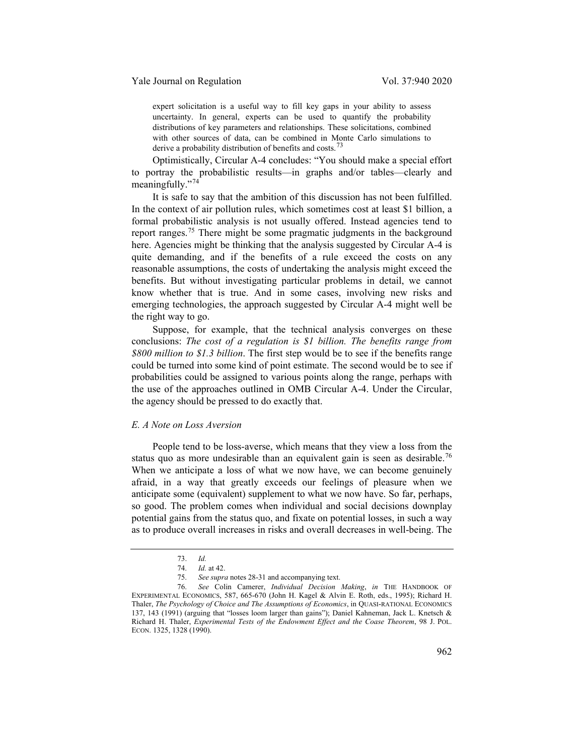> expert solicitation is a useful way to fill key gaps in your ability to assess uncertainty. In general, experts can be used to quantify the probability distributions of key parameters and relationships. These solicitations, combined with other sources of data, can be combined in Monte Carlo simulations to derive a probability distribution of benefits and costs.[73]

Optimistically, Circular A-4 concludes: "You should make a special effort to portray the probabilistic results—in graphs and/or tables—clearly and meaningfully."[74]

It is safe to say that the ambition of this discussion has not been fulfilled. In the context of air pollution rules, which sometimes cost at least $1 billion, a formal probabilistic analysis is not usually offered. Instead agencies tend to report ranges.[75] There might be some pragmatic judgments in the background here. Agencies might be thinking that the analysis suggested by Circular A-4 is quite demanding, and if the benefits of a rule exceed the costs on any reasonable assumptions, the costs of undertaking the analysis might exceed the benefits. But without investigating particular problems in detail, we cannot know whether that is true. And in some cases, involving new risks and emerging technologies, the approach suggested by Circular A-4 might well be the right way to go.

Suppose, for example, that the technical analysis converges on these conclusions: *The cost of a regulation is $1 billion. The benefits range from $800 million to $1.3 billion*. The first step would be to see if the benefits range could be turned into some kind of point estimate. The second would be to see if probabilities could be assigned to various points along the range, perhaps with the use of the approaches outlined in OMB Circular A-4. Under the Circular, the agency should be pressed to do exactly that.

### *E. A Note on Loss Aversion*

People tend to be loss-averse, which means that they view a loss from the status quo as more undesirable than an equivalent gain is seen as desirable.[76] When we anticipate a loss of what we now have, we can become genuinely afraid, in a way that greatly exceeds our feelings of pleasure when we anticipate some (equivalent) supplement to what we now have. So far, perhaps, so good. The problem comes when individual and social decisions downplay potential gains from the status quo, and fixate on potential losses, in such a way as to produce overall increases in risks and overall decreases in well-being. The

---

73. *Id.*

74. *Id.* at 42.

75. *See supra* notes 28-31 and accompanying text.

76. *See* Colin Camerer, *Individual Decision Making*, *in* THE HANDBOOK OF EXPERIMENTAL ECONOMICS, 587, 665-670 (John H. Kagel & Alvin E. Roth, eds., 1995); Richard H. Thaler, *The Psychology of Choice and The Assumptions of Economics*, in QUASI-RATIONAL ECONOMICS 137, 143 (1991) (arguing that "losses loom larger than gains"); Daniel Kahneman, Jack L. Knetsch & Richard H. Thaler, *Experimental Tests of the Endowment Effect and the Coase Theorem*, 98 J. POL. ECON. 1325, 1328 (1990).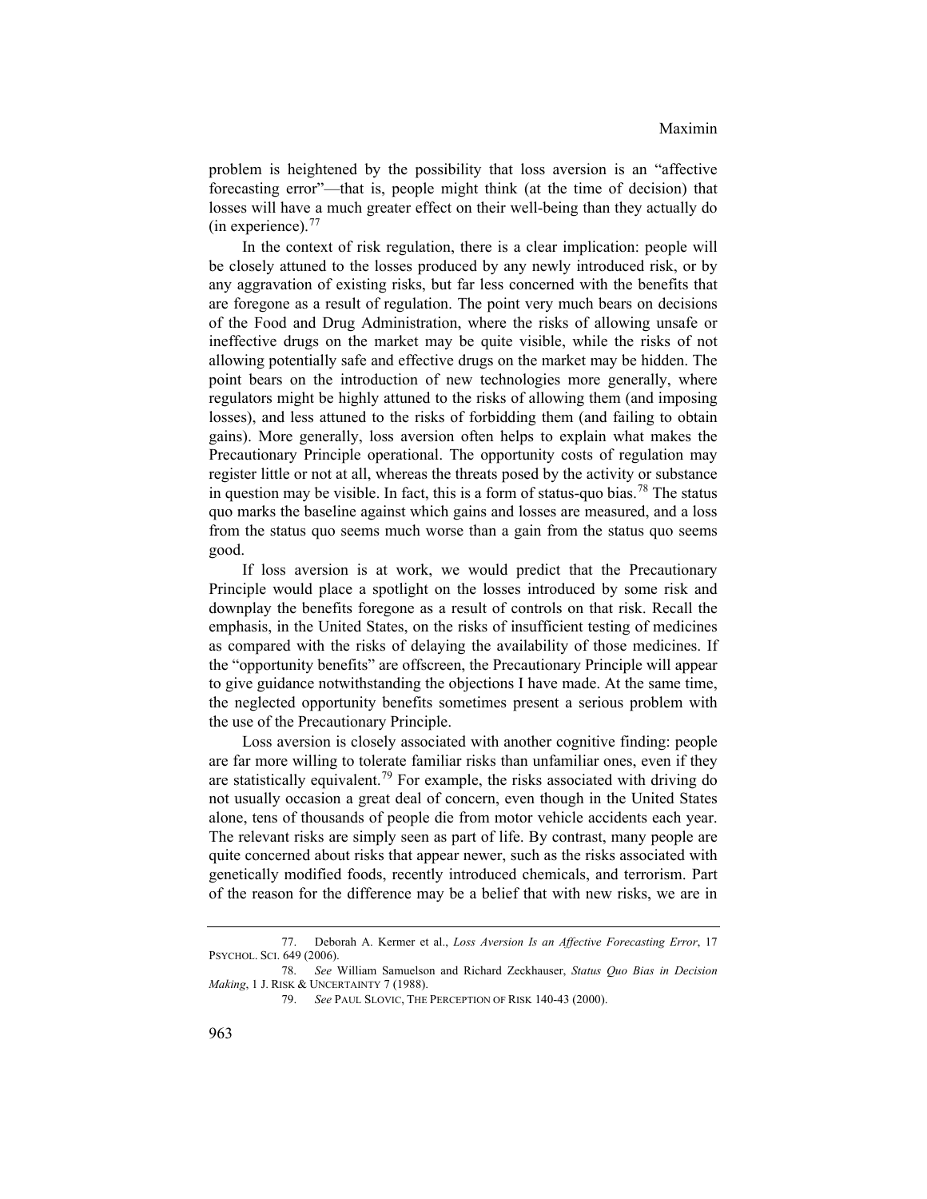problem is heightened by the possibility that loss aversion is an "affective forecasting error"—that is, people might think (at the time of decision) that losses will have a much greater effect on their well-being than they actually do (in experience).[77]

In the context of risk regulation, there is a clear implication: people will be closely attuned to the losses produced by any newly introduced risk, or by any aggravation of existing risks, but far less concerned with the benefits that are foregone as a result of regulation. The point very much bears on decisions of the Food and Drug Administration, where the risks of allowing unsafe or ineffective drugs on the market may be quite visible, while the risks of not allowing potentially safe and effective drugs on the market may be hidden. The point bears on the introduction of new technologies more generally, where regulators might be highly attuned to the risks of allowing them (and imposing losses), and less attuned to the risks of forbidding them (and failing to obtain gains). More generally, loss aversion often helps to explain what makes the Precautionary Principle operational. The opportunity costs of regulation may register little or not at all, whereas the threats posed by the activity or substance in question may be visible. In fact, this is a form of status-quo bias.[78] The status quo marks the baseline against which gains and losses are measured, and a loss from the status quo seems much worse than a gain from the status quo seems good.

If loss aversion is at work, we would predict that the Precautionary Principle would place a spotlight on the losses introduced by some risk and downplay the benefits foregone as a result of controls on that risk. Recall the emphasis, in the United States, on the risks of insufficient testing of medicines as compared with the risks of delaying the availability of those medicines. If the "opportunity benefits" are offscreen, the Precautionary Principle will appear to give guidance notwithstanding the objections I have made. At the same time, the neglected opportunity benefits sometimes present a serious problem with the use of the Precautionary Principle.

Loss aversion is closely associated with another cognitive finding: people are far more willing to tolerate familiar risks than unfamiliar ones, even if they are statistically equivalent.[79] For example, the risks associated with driving do not usually occasion a great deal of concern, even though in the United States alone, tens of thousands of people die from motor vehicle accidents each year. The relevant risks are simply seen as part of life. By contrast, many people are quite concerned about risks that appear newer, such as the risks associated with genetically modified foods, recently introduced chemicals, and terrorism. Part of the reason for the difference may be a belief that with new risks, we are in

---

77. Deborah A. Kermer et al., *Loss Aversion Is an Affective Forecasting Error*, 17 PSYCHOL. SCI. 649 (2006).

78. *See* William Samuelson and Richard Zeckhauser, *Status Quo Bias in Decision Making*, 1 J. RISK & UNCERTAINTY 7 (1988).

79. *See* PAUL SLOVIC, THE PERCEPTION OF RISK 140-43 (2000).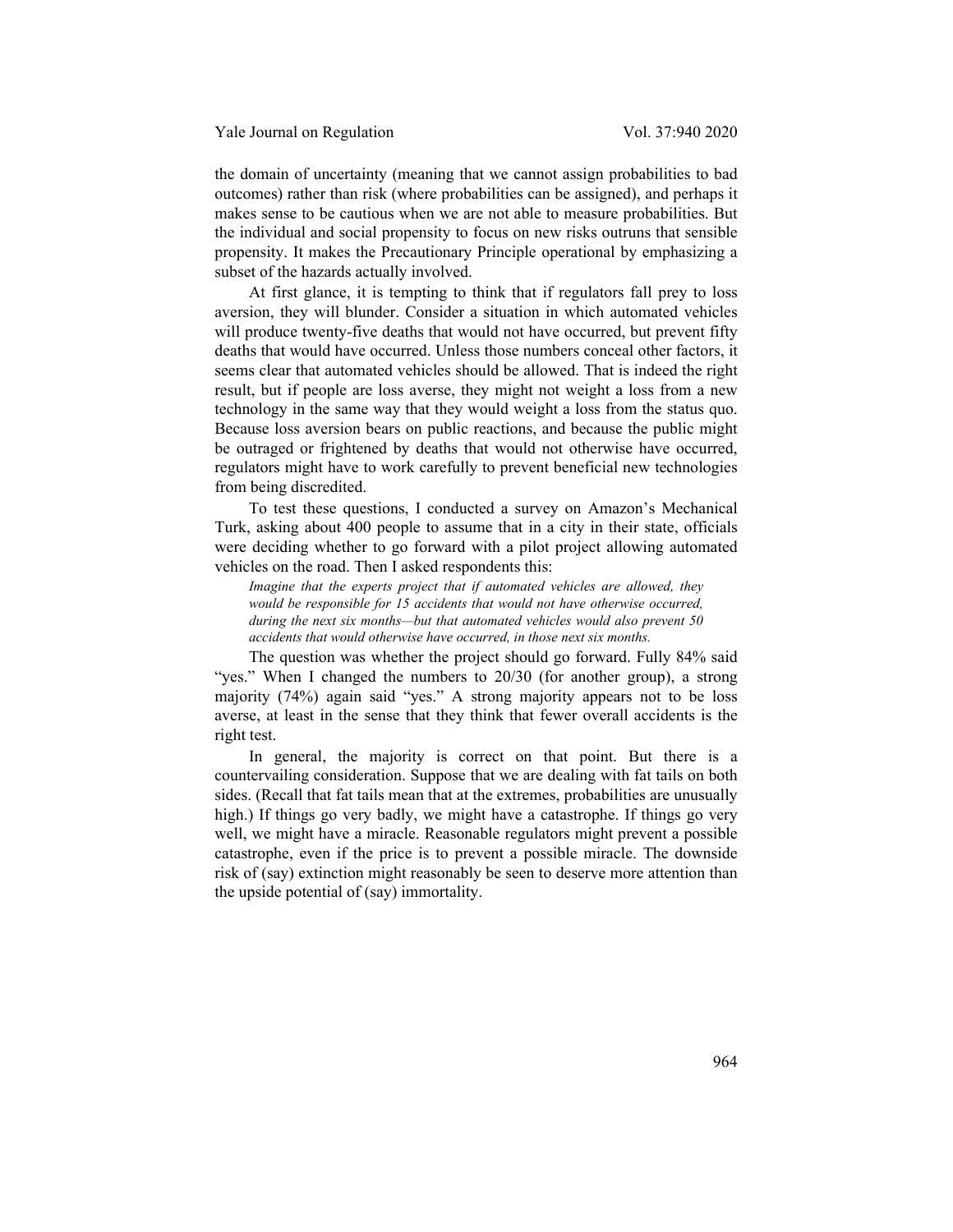the domain of uncertainty (meaning that we cannot assign probabilities to bad outcomes) rather than risk (where probabilities can be assigned), and perhaps it makes sense to be cautious when we are not able to measure probabilities. But the individual and social propensity to focus on new risks outruns that sensible propensity. It makes the Precautionary Principle operational by emphasizing a subset of the hazards actually involved.

At first glance, it is tempting to think that if regulators fall prey to loss aversion, they will blunder. Consider a situation in which automated vehicles will produce twenty-five deaths that would not have occurred, but prevent fifty deaths that would have occurred. Unless those numbers conceal other factors, it seems clear that automated vehicles should be allowed. That is indeed the right result, but if people are loss averse, they might not weight a loss from a new technology in the same way that they would weight a loss from the status quo. Because loss aversion bears on public reactions, and because the public might be outraged or frightened by deaths that would not otherwise have occurred, regulators might have to work carefully to prevent beneficial new technologies from being discredited.

To test these questions, I conducted a survey on Amazon's Mechanical Turk, asking about 400 people to assume that in a city in their state, officials were deciding whether to go forward with a pilot project allowing automated vehicles on the road. Then I asked respondents this:

> *Imagine that the experts project that if automated vehicles are allowed, they would be responsible for 15 accidents that would not have otherwise occurred, during the next six months—but that automated vehicles would also prevent 50 accidents that would otherwise have occurred, in those next six months.*

The question was whether the project should go forward. Fully 84% said "yes." When I changed the numbers to 20/30 (for another group), a strong majority (74%) again said "yes." A strong majority appears not to be loss averse, at least in the sense that they think that fewer overall accidents is the right test.

In general, the majority is correct on that point. But there is a countervailing consideration. Suppose that we are dealing with fat tails on both sides. (Recall that fat tails mean that at the extremes, probabilities are unusually high.) If things go very badly, we might have a catastrophe. If things go very well, we might have a miracle. Reasonable regulators might prevent a possible catastrophe, even if the price is to prevent a possible miracle. The downside risk of (say) extinction might reasonably be seen to deserve more attention than the upside potential of (say) immortality.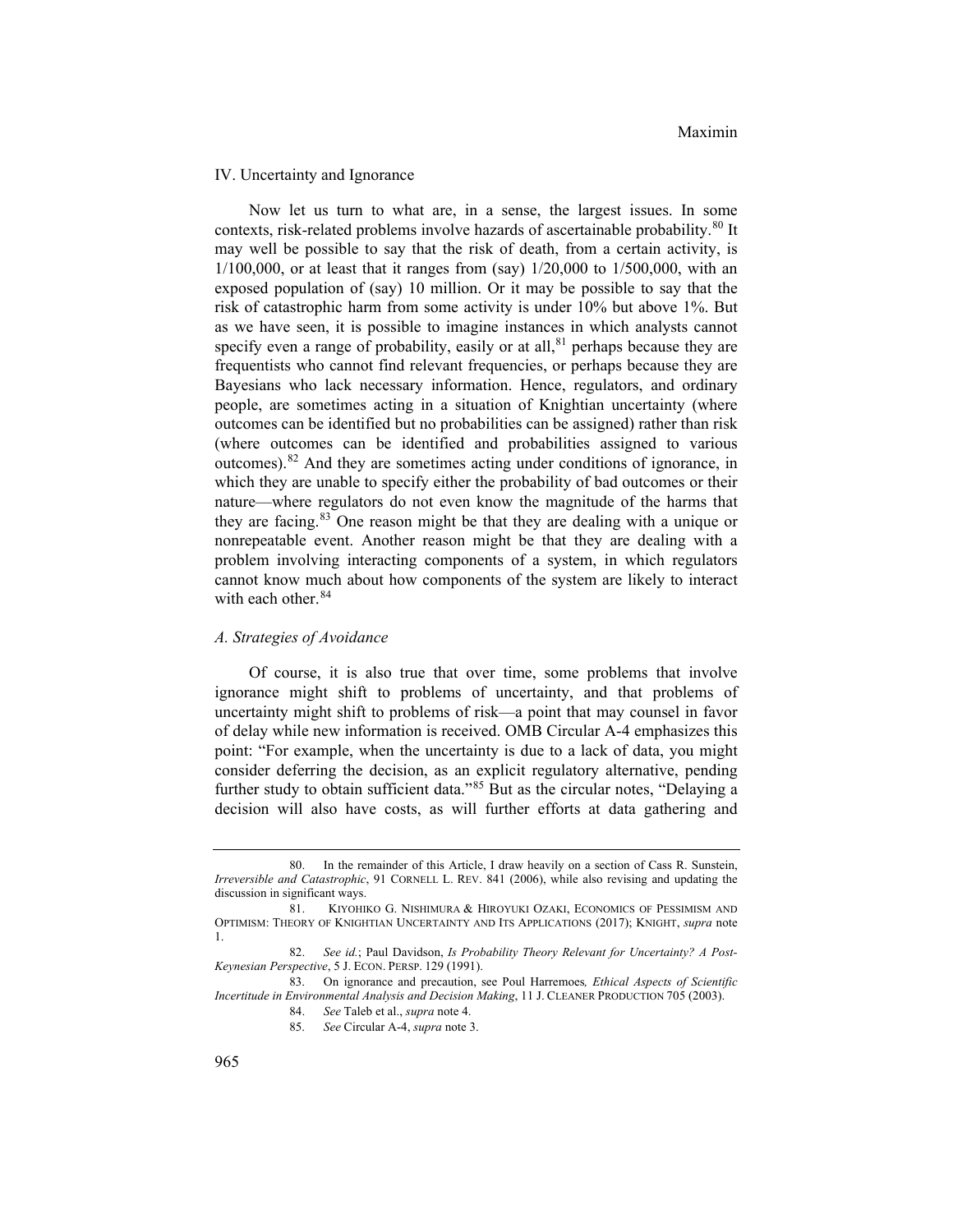## IV. Uncertainty and Ignorance

Now let us turn to what are, in a sense, the largest issues. In some contexts, risk-related problems involve hazards of ascertainable probability.[80] It may well be possible to say that the risk of death, from a certain activity, is 1/100,000, or at least that it ranges from (say) 1/20,000 to 1/500,000, with an exposed population of (say) 10 million. Or it may be possible to say that the risk of catastrophic harm from some activity is under 10% but above 1%. But as we have seen, it is possible to imagine instances in which analysts cannot specify even a range of probability, easily or at all,[81] perhaps because they are frequentists who cannot find relevant frequencies, or perhaps because they are Bayesians who lack necessary information. Hence, regulators, and ordinary people, are sometimes acting in a situation of Knightian uncertainty (where outcomes can be identified but no probabilities can be assigned) rather than risk (where outcomes can be identified and probabilities assigned to various outcomes).[82] And they are sometimes acting under conditions of ignorance, in which they are unable to specify either the probability of bad outcomes or their nature—where regulators do not even know the magnitude of the harms that they are facing.[83] One reason might be that they are dealing with a unique or nonrepeatable event. Another reason might be that they are dealing with a problem involving interacting components of a system, in which regulators cannot know much about how components of the system are likely to interact with each other.[84]

### *A. Strategies of Avoidance*

Of course, it is also true that over time, some problems that involve ignorance might shift to problems of uncertainty, and that problems of uncertainty might shift to problems of risk—a point that may counsel in favor of delay while new information is received. OMB Circular A-4 emphasizes this point: "For example, when the uncertainty is due to a lack of data, you might consider deferring the decision, as an explicit regulatory alternative, pending further study to obtain sufficient data."[85] But as the circular notes, "Delaying a decision will also have costs, as will further efforts at data gathering and

---

80. In the remainder of this Article, I draw heavily on a section of Cass R. Sunstein, *Irreversible and Catastrophic*, 91 CORNELL L. REV. 841 (2006), while also revising and updating the discussion in significant ways.

81. KIYOHIKO G. NISHIMURA & HIROYUKI OZAKI, ECONOMICS OF PESSIMISM AND OPTIMISM: THEORY OF KNIGHTIAN UNCERTAINTY AND ITS APPLICATIONS (2017); KNIGHT, *supra* note 1.

82. *See id.*; Paul Davidson, *Is Probability Theory Relevant for Uncertainty? A Post-Keynesian Perspective*, 5 J. ECON. PERSP. 129 (1991).

83. On ignorance and precaution, see Poul Harremoes*, Ethical Aspects of Scientific Incertitude in Environmental Analysis and Decision Making*, 11 J. CLEANER PRODUCTION 705 (2003).

84. *See* Taleb et al., *supra* note 4.

85. *See* Circular A-4, *supra* note 3.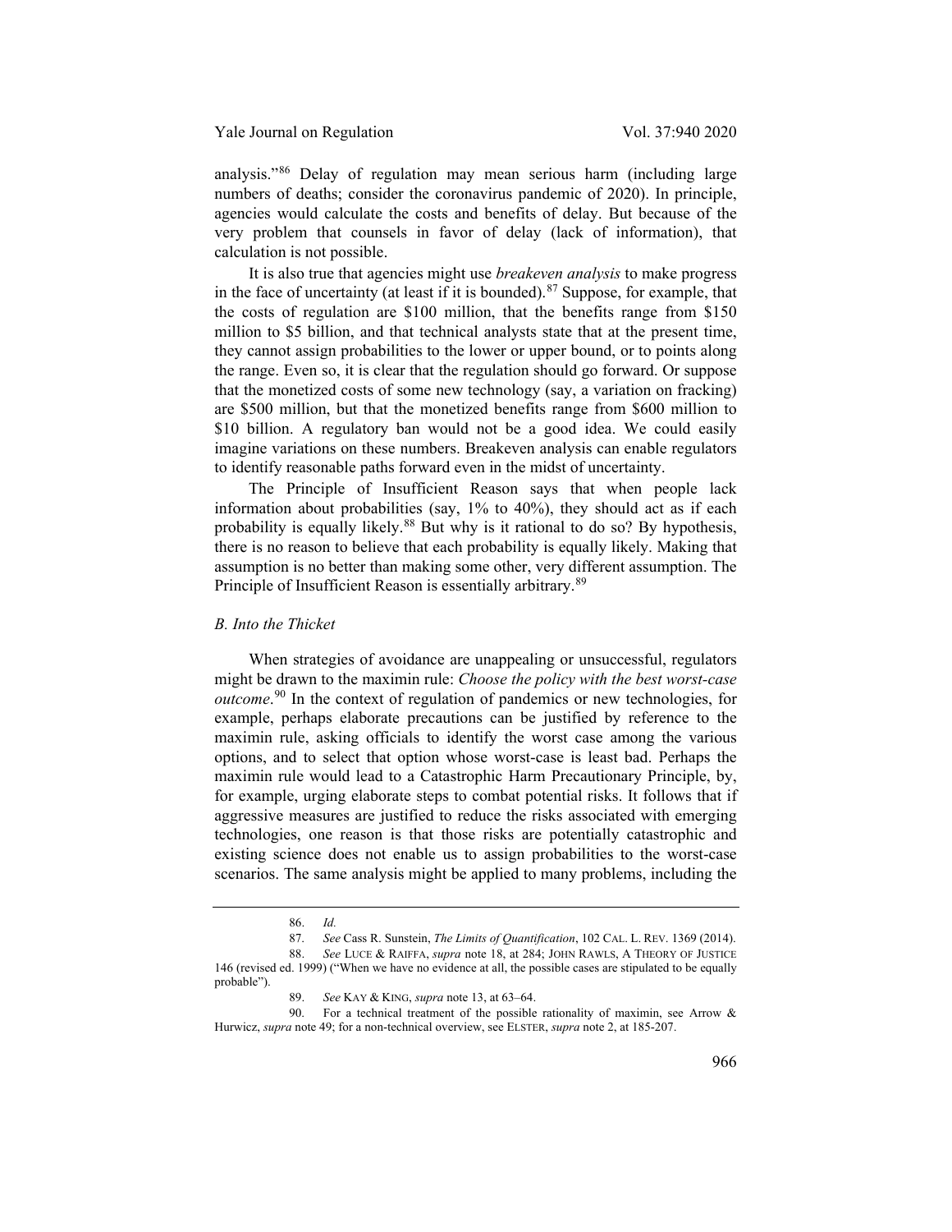analysis."[86] Delay of regulation may mean serious harm (including large numbers of deaths; consider the coronavirus pandemic of 2020). In principle, agencies would calculate the costs and benefits of delay. But because of the very problem that counsels in favor of delay (lack of information), that calculation is not possible.

It is also true that agencies might use *breakeven analysis* to make progress in the face of uncertainty (at least if it is bounded).[87] Suppose, for example, that the costs of regulation are $100 million, that the benefits range from $150 million to $5 billion, and that technical analysts state that at the present time, they cannot assign probabilities to the lower or upper bound, or to points along the range. Even so, it is clear that the regulation should go forward. Or suppose that the monetized costs of some new technology (say, a variation on fracking) are $500 million, but that the monetized benefits range from $600 million to $10 billion. A regulatory ban would not be a good idea. We could easily imagine variations on these numbers. Breakeven analysis can enable regulators to identify reasonable paths forward even in the midst of uncertainty.

The Principle of Insufficient Reason says that when people lack information about probabilities (say, 1% to 40%), they should act as if each probability is equally likely.[88] But why is it rational to do so? By hypothesis, there is no reason to believe that each probability is equally likely. Making that assumption is no better than making some other, very different assumption. The Principle of Insufficient Reason is essentially arbitrary.[89]

### *B. Into the Thicket*

When strategies of avoidance are unappealing or unsuccessful, regulators might be drawn to the maximin rule: *Choose the policy with the best worst-case outcome*.[90] In the context of regulation of pandemics or new technologies, for example, perhaps elaborate precautions can be justified by reference to the maximin rule, asking officials to identify the worst case among the various options, and to select that option whose worst-case is least bad. Perhaps the maximin rule would lead to a Catastrophic Harm Precautionary Principle, by, for example, urging elaborate steps to combat potential risks. It follows that if aggressive measures are justified to reduce the risks associated with emerging technologies, one reason is that those risks are potentially catastrophic and existing science does not enable us to assign probabilities to the worst-case scenarios. The same analysis might be applied to many problems, including the

---

86. *Id.*

87. *See* Cass R. Sunstein, *The Limits of Quantification*, 102 CAL. L. REV. 1369 (2014).

88. *See* LUCE & RAIFFA, *supra* note 18, at 284; JOHN RAWLS, A THEORY OF JUSTICE 146 (revised ed. 1999) ("When we have no evidence at all, the possible cases are stipulated to be equally probable").

89. *See* KAY & KING, *supra* note 13, at 63–64.

90. For a technical treatment of the possible rationality of maximin, see Arrow & Hurwicz, *supra* note 49; for a non-technical overview, see ELSTER, *supra* note 2, at 185-207.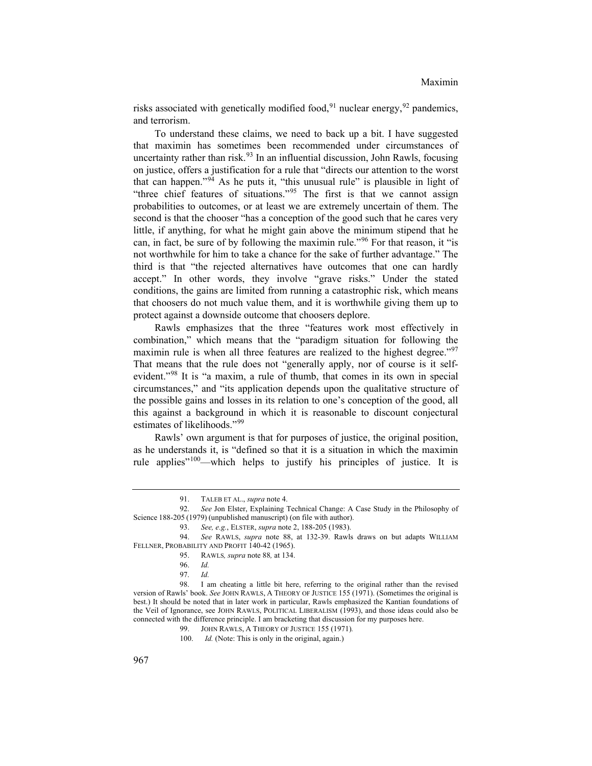risks associated with genetically modified food,[91] nuclear energy,[92] pandemics, and terrorism.

To understand these claims, we need to back up a bit. I have suggested that maximin has sometimes been recommended under circumstances of uncertainty rather than risk.[93] In an influential discussion, John Rawls, focusing on justice, offers a justification for a rule that "directs our attention to the worst that can happen."[94] As he puts it, "this unusual rule" is plausible in light of "three chief features of situations."[95] The first is that we cannot assign probabilities to outcomes, or at least we are extremely uncertain of them. The second is that the chooser "has a conception of the good such that he cares very little, if anything, for what he might gain above the minimum stipend that he can, in fact, be sure of by following the maximin rule."[96] For that reason, it "is not worthwhile for him to take a chance for the sake of further advantage." The third is that "the rejected alternatives have outcomes that one can hardly accept." In other words, they involve "grave risks." Under the stated conditions, the gains are limited from running a catastrophic risk, which means that choosers do not much value them, and it is worthwhile giving them up to protect against a downside outcome that choosers deplore.

Rawls emphasizes that the three "features work most effectively in combination," which means that the "paradigm situation for following the maximin rule is when all three features are realized to the highest degree."[97] That means that the rule does not "generally apply, nor of course is it self-evident."[98] It is "a maxim, a rule of thumb, that comes in its own in special circumstances," and "its application depends upon the qualitative structure of the possible gains and losses in its relation to one's conception of the good, all this against a background in which it is reasonable to discount conjectural estimates of likelihoods."[99]

Rawls' own argument is that for purposes of justice, the original position, as he understands it, is "defined so that it is a situation in which the maximin rule applies"[100]—which helps to justify his principles of justice. It is

---

91. TALEB ET AL., *supra* note 4.

92. *See* Jon Elster, Explaining Technical Change: A Case Study in the Philosophy of Science 188-205 (1979) (unpublished manuscript) (on file with author).

93. *See, e.g.*, ELSTER, *supra* note 2, 188-205 (1983).

94. *See* RAWLS, *supra* note 88, at 132-39. Rawls draws on but adapts WILLIAM FELLNER, PROBABILITY AND PROFIT 140-42 (1965).

95. RAWLS*, supra* note 88*,* at 134.

96. *Id.*

97. *Id.*

98. I am cheating a little bit here, referring to the original rather than the revised version of Rawls' book. *See* JOHN RAWLS, A THEORY OF JUSTICE 155 (1971). (Sometimes the original is best.) It should be noted that in later work in particular, Rawls emphasized the Kantian foundations of the Veil of Ignorance, see JOHN RAWLS, POLITICAL LIBERALISM (1993), and those ideas could also be connected with the difference principle. I am bracketing that discussion for my purposes here.

99. JOHN RAWLS, A THEORY OF JUSTICE 155 (1971)*.*

100. *Id.* (Note: This is only in the original, again.)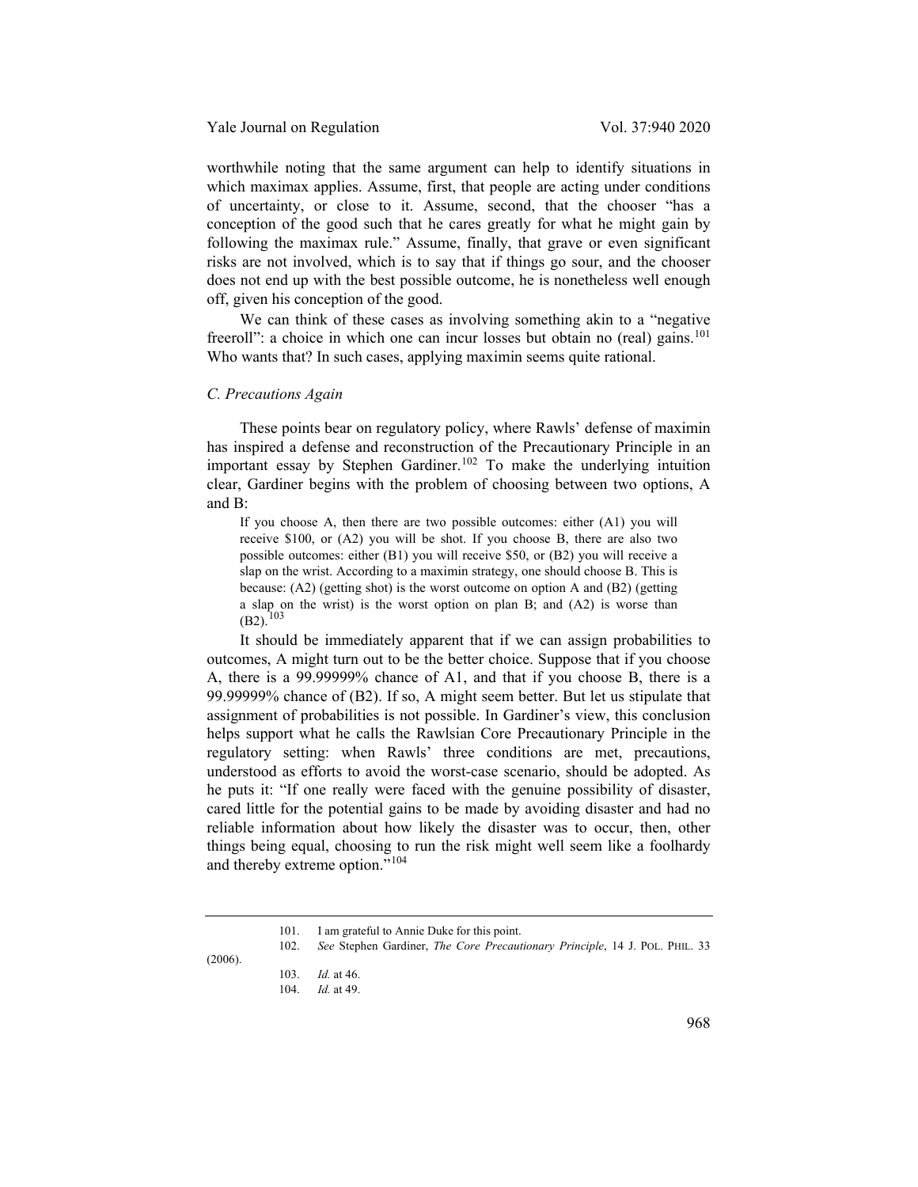worthwhile noting that the same argument can help to identify situations in which maximax applies. Assume, first, that people are acting under conditions of uncertainty, or close to it. Assume, second, that the chooser "has a conception of the good such that he cares greatly for what he might gain by following the maximax rule." Assume, finally, that grave or even significant risks are not involved, which is to say that if things go sour, and the chooser does not end up with the best possible outcome, he is nonetheless well enough off, given his conception of the good.

We can think of these cases as involving something akin to a "negative freeroll": a choice in which one can incur losses but obtain no (real) gains.[101] Who wants that? In such cases, applying maximin seems quite rational.

### *C. Precautions Again*

These points bear on regulatory policy, where Rawls' defense of maximin has inspired a defense and reconstruction of the Precautionary Principle in an important essay by Stephen Gardiner.[102] To make the underlying intuition clear, Gardiner begins with the problem of choosing between two options, A and B:

> If you choose A, then there are two possible outcomes: either (A1) you will receive $100, or (A2) you will be shot. If you choose B, there are also two possible outcomes: either (B1) you will receive $50, or (B2) you will receive a slap on the wrist. According to a maximin strategy, one should choose B. This is because: (A2) (getting shot) is the worst outcome on option A and (B2) (getting a slap on the wrist) is the worst option on plan B; and (A2) is worse than (B2).[103]

It should be immediately apparent that if we can assign probabilities to outcomes, A might turn out to be the better choice. Suppose that if you choose A, there is a 99.99999% chance of A1, and that if you choose B, there is a 99.99999% chance of (B2). If so, A might seem better. But let us stipulate that assignment of probabilities is not possible. In Gardiner's view, this conclusion helps support what he calls the Rawlsian Core Precautionary Principle in the regulatory setting: when Rawls' three conditions are met, precautions, understood as efforts to avoid the worst-case scenario, should be adopted. As he puts it: "If one really were faced with the genuine possibility of disaster, cared little for the potential gains to be made by avoiding disaster and had no reliable information about how likely the disaster was to occur, then, other things being equal, choosing to run the risk might well seem like a foolhardy and thereby extreme option."[104]

---

101. I am grateful to Annie Duke for this point.

102. *See* Stephen Gardiner, *The Core Precautionary Principle*, 14 J. POL. PHIL. 33 (2006).

103. *Id.* at 46.

104. *Id.* at 49.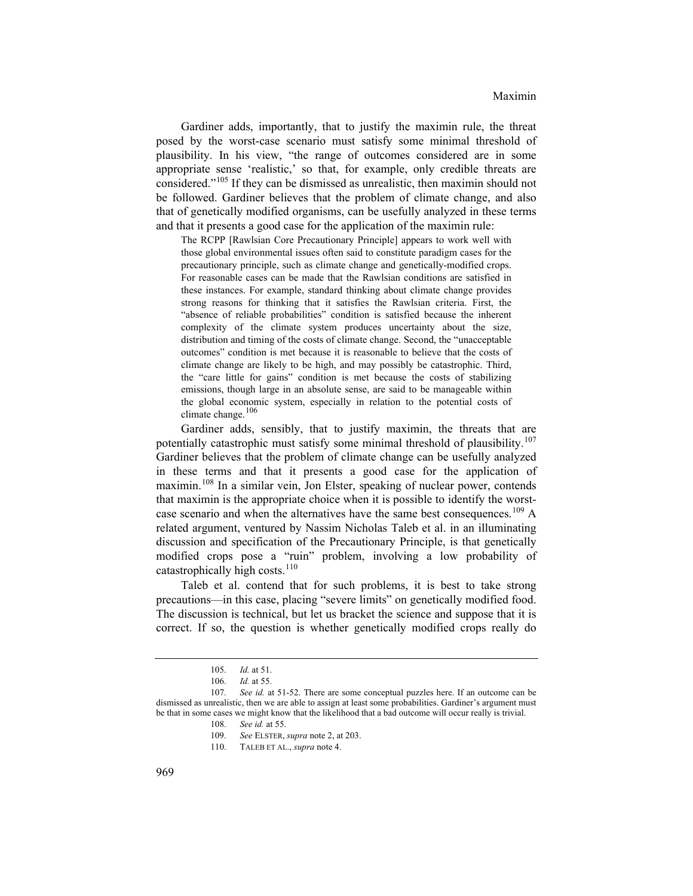Gardiner adds, importantly, that to justify the maximin rule, the threat posed by the worst-case scenario must satisfy some minimal threshold of plausibility. In his view, "the range of outcomes considered are in some appropriate sense 'realistic,' so that, for example, only credible threats are considered."[105] If they can be dismissed as unrealistic, then maximin should not be followed. Gardiner believes that the problem of climate change, and also that of genetically modified organisms, can be usefully analyzed in these terms and that it presents a good case for the application of the maximin rule:

> The RCPP [Rawlsian Core Precautionary Principle] appears to work well with those global environmental issues often said to constitute paradigm cases for the precautionary principle, such as climate change and genetically-modified crops. For reasonable cases can be made that the Rawlsian conditions are satisfied in these instances. For example, standard thinking about climate change provides strong reasons for thinking that it satisfies the Rawlsian criteria. First, the "absence of reliable probabilities" condition is satisfied because the inherent complexity of the climate system produces uncertainty about the size, distribution and timing of the costs of climate change. Second, the "unacceptable outcomes" condition is met because it is reasonable to believe that the costs of climate change are likely to be high, and may possibly be catastrophic. Third, the "care little for gains" condition is met because the costs of stabilizing emissions, though large in an absolute sense, are said to be manageable within the global economic system, especially in relation to the potential costs of climate change.[106]

Gardiner adds, sensibly, that to justify maximin, the threats that are potentially catastrophic must satisfy some minimal threshold of plausibility.[107] Gardiner believes that the problem of climate change can be usefully analyzed in these terms and that it presents a good case for the application of maximin.[108] In a similar vein, Jon Elster, speaking of nuclear power, contends that maximin is the appropriate choice when it is possible to identify the worst-case scenario and when the alternatives have the same best consequences.[109] A related argument, ventured by Nassim Nicholas Taleb et al. in an illuminating discussion and specification of the Precautionary Principle, is that genetically modified crops pose a "ruin" problem, involving a low probability of catastrophically high costs.[110]

Taleb et al. contend that for such problems, it is best to take strong precautions—in this case, placing "severe limits" on genetically modified food. The discussion is technical, but let us bracket the science and suppose that it is correct. If so, the question is whether genetically modified crops really do

---

105. *Id.* at 51.

106. *Id.* at 55.

107. *See id.* at 51-52. There are some conceptual puzzles here. If an outcome can be dismissed as unrealistic, then we are able to assign at least some probabilities. Gardiner's argument must be that in some cases we might know that the likelihood that a bad outcome will occur really is trivial.

108. *See id.* at 55.

109. *See* ELSTER, *supra* note 2, at 203.

110. TALEB ET AL., *supra* note 4.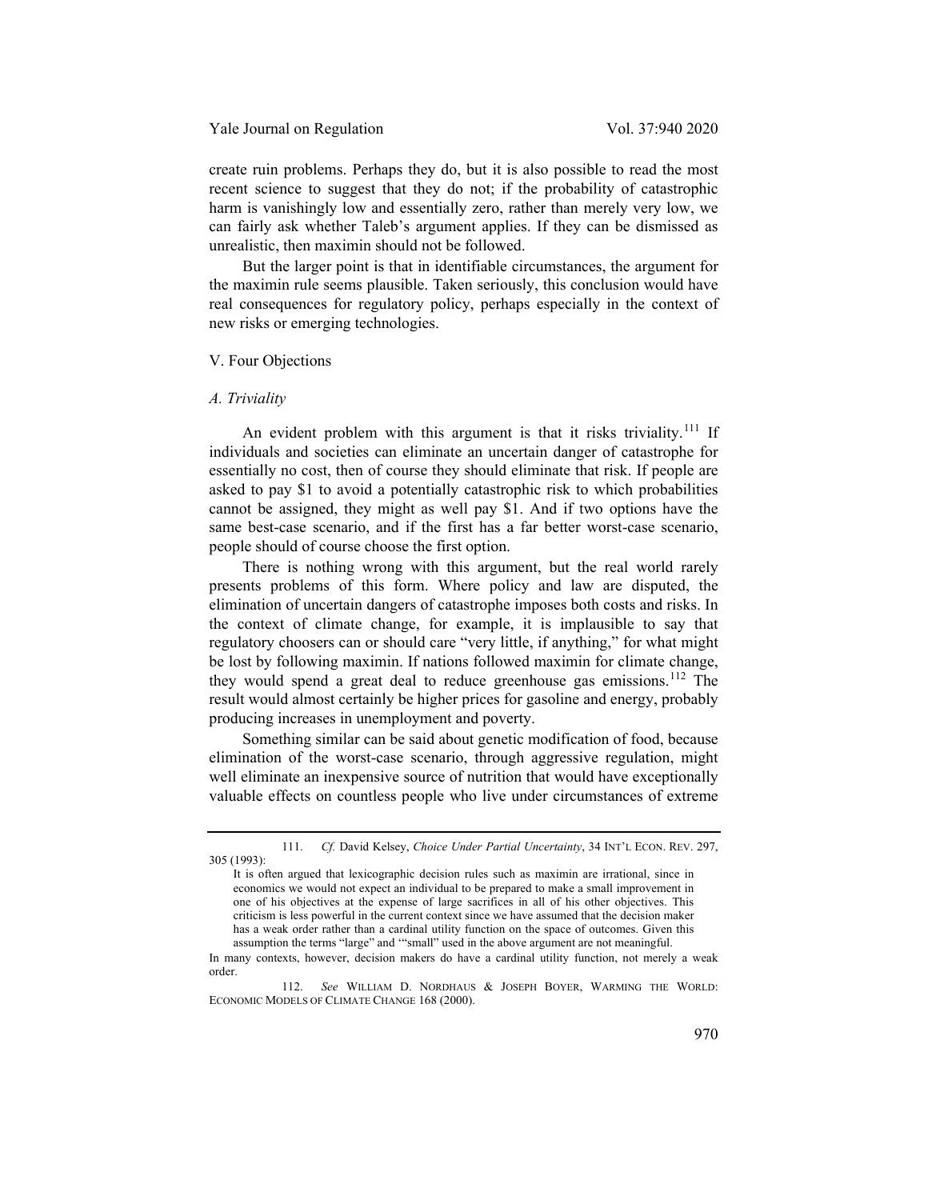create ruin problems. Perhaps they do, but it is also possible to read the most recent science to suggest that they do not; if the probability of catastrophic harm is vanishingly low and essentially zero, rather than merely very low, we can fairly ask whether Taleb's argument applies. If they can be dismissed as unrealistic, then maximin should not be followed.

But the larger point is that in identifiable circumstances, the argument for the maximin rule seems plausible. Taken seriously, this conclusion would have real consequences for regulatory policy, perhaps especially in the context of new risks or emerging technologies.

## V. Four Objections

### *A. Triviality*

An evident problem with this argument is that it risks triviality.[111] If individuals and societies can eliminate an uncertain danger of catastrophe for essentially no cost, then of course they should eliminate that risk. If people are asked to pay $1 to avoid a potentially catastrophic risk to which probabilities cannot be assigned, they might as well pay $1. And if two options have the same best-case scenario, and if the first has a far better worst-case scenario, people should of course choose the first option.

There is nothing wrong with this argument, but the real world rarely presents problems of this form. Where policy and law are disputed, the elimination of uncertain dangers of catastrophe imposes both costs and risks. In the context of climate change, for example, it is implausible to say that regulatory choosers can or should care "very little, if anything," for what might be lost by following maximin. If nations followed maximin for climate change, they would spend a great deal to reduce greenhouse gas emissions.[112] The result would almost certainly be higher prices for gasoline and energy, probably producing increases in unemployment and poverty.

Something similar can be said about genetic modification of food, because elimination of the worst-case scenario, through aggressive regulation, might well eliminate an inexpensive source of nutrition that would have exceptionally valuable effects on countless people who live under circumstances of extreme

---

111. *Cf.* David Kelsey, *Choice Under Partial Uncertainty*, 34 INT'L ECON. REV. 297, 305 (1993):

> It is often argued that lexicographic decision rules such as maximin are irrational, since in economics we would not expect an individual to be prepared to make a small improvement in one of his objectives at the expense of large sacrifices in all of his other objectives. This criticism is less powerful in the current context since we have assumed that the decision maker has a weak order rather than a cardinal utility function on the space of outcomes. Given this assumption the terms "large" and '"small" used in the above argument are not meaningful.

In many contexts, however, decision makers do have a cardinal utility function, not merely a weak order.

112. *See* WILLIAM D. NORDHAUS & JOSEPH BOYER, WARMING THE WORLD: ECONOMIC MODELS OF CLIMATE CHANGE 168 (2000).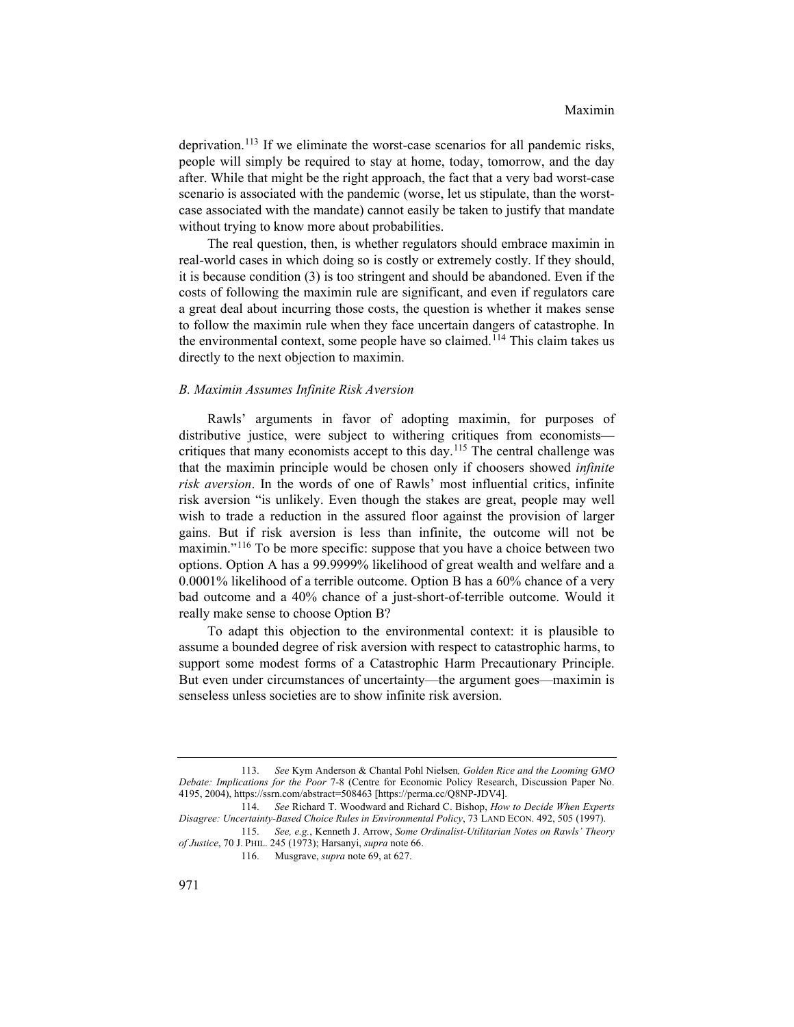deprivation.[113] If we eliminate the worst-case scenarios for all pandemic risks, people will simply be required to stay at home, today, tomorrow, and the day after. While that might be the right approach, the fact that a very bad worst-case scenario is associated with the pandemic (worse, let us stipulate, than the worst-case associated with the mandate) cannot easily be taken to justify that mandate without trying to know more about probabilities.

The real question, then, is whether regulators should embrace maximin in real-world cases in which doing so is costly or extremely costly. If they should, it is because condition (3) is too stringent and should be abandoned. Even if the costs of following the maximin rule are significant, and even if regulators care a great deal about incurring those costs, the question is whether it makes sense to follow the maximin rule when they face uncertain dangers of catastrophe. In the environmental context, some people have so claimed.[114] This claim takes us directly to the next objection to maximin.

### *B. Maximin Assumes Infinite Risk Aversion*

Rawls' arguments in favor of adopting maximin, for purposes of distributive justice, were subject to withering critiques from economists—critiques that many economists accept to this day.[115] The central challenge was that the maximin principle would be chosen only if choosers showed *infinite risk aversion*. In the words of one of Rawls' most influential critics, infinite risk aversion "is unlikely. Even though the stakes are great, people may well wish to trade a reduction in the assured floor against the provision of larger gains. But if risk aversion is less than infinite, the outcome will not be maximin."[116] To be more specific: suppose that you have a choice between two options. Option A has a 99.9999% likelihood of great wealth and welfare and a 0.0001% likelihood of a terrible outcome. Option B has a 60% chance of a very bad outcome and a 40% chance of a just-short-of-terrible outcome. Would it really make sense to choose Option B?

To adapt this objection to the environmental context: it is plausible to assume a bounded degree of risk aversion with respect to catastrophic harms, to support some modest forms of a Catastrophic Harm Precautionary Principle. But even under circumstances of uncertainty—the argument goes—maximin is senseless unless societies are to show infinite risk aversion.

---

113. *See* Kym Anderson & Chantal Pohl Nielsen*, Golden Rice and the Looming GMO Debate: Implications for the Poor* 7-8 (Centre for Economic Policy Research, Discussion Paper No. 4195, 2004), https://ssrn.com/abstract=508463 [https://perma.cc/Q8NP-JDV4].

114. *See* Richard T. Woodward and Richard C. Bishop, *How to Decide When Experts Disagree: Uncertainty-Based Choice Rules in Environmental Policy*, 73 LAND ECON. 492, 505 (1997).

115. *See, e.g.*, Kenneth J. Arrow, *Some Ordinalist-Utilitarian Notes on Rawls' Theory of Justice*, 70 J. PHIL. 245 (1973); Harsanyi, *supra* note 66.

116. Musgrave, *supra* note 69, at 627.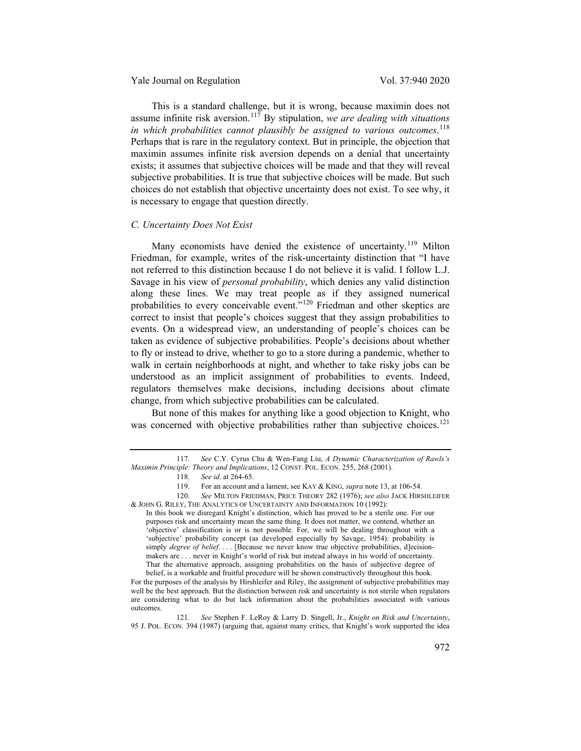This is a standard challenge, but it is wrong, because maximin does not assume infinite risk aversion.[117] By stipulation, *we are dealing with situations in which probabilities cannot plausibly be assigned to various outcomes*.[118] Perhaps that is rare in the regulatory context. But in principle, the objection that maximin assumes infinite risk aversion depends on a denial that uncertainty exists; it assumes that subjective choices will be made and that they will reveal subjective probabilities. It is true that subjective choices will be made. But such choices do not establish that objective uncertainty does not exist. To see why, it is necessary to engage that question directly.

### *C. Uncertainty Does Not Exist*

Many economists have denied the existence of uncertainty.[119] Milton Friedman, for example, writes of the risk-uncertainty distinction that "I have not referred to this distinction because I do not believe it is valid. I follow L.J. Savage in his view of *personal probability*, which denies any valid distinction along these lines. We may treat people as if they assigned numerical probabilities to every conceivable event."[120] Friedman and other skeptics are correct to insist that people's choices suggest that they assign probabilities to events. On a widespread view, an understanding of people's choices can be taken as evidence of subjective probabilities. People's decisions about whether to fly or instead to drive, whether to go to a store during a pandemic, whether to walk in certain neighborhoods at night, and whether to take risky jobs can be understood as an implicit assignment of probabilities to events. Indeed, regulators themselves make decisions, including decisions about climate change, from which subjective probabilities can be calculated.

But none of this makes for anything like a good objection to Knight, who was concerned with objective probabilities rather than subjective choices.[121]

---

117. *See* C.Y. Cyrus Chu & Wen-Fang Liu, *A Dynamic Characterization of Rawls's Maximin Principle: Theory and Implications*, 12 CONST. POL. ECON. 255, 268 (2001).

118. *See id.* at 264-65.

119. For an account and a lament, see KAY & KING, *supra* note 13, at 106-54.

120. *See* MILTON FRIEDMAN, PRICE THEORY 282 (1976); *see also* JACK HIRSHLEIFER & JOHN G. RILEY, THE ANALYTICS OF UNCERTAINTY AND INFORMATION 10 (1992):

> In this book we disregard Knight's distinction, which has proved to be a sterile one. For our purposes risk and uncertainty mean the same thing. It does not matter, we contend, whether an 'objective' classification is or is not possible. For, we will be dealing throughout with a 'subjective' probability concept (as developed especially by Savage, 1954): probability is simply *degree of belief*. . . . [Because we never know true objective probabilities, d]ecision-makers are . . . never in Knight's world of risk but instead always in his world of uncertainty. That the alternative approach, assigning probabilities on the basis of subjective degree of belief, is a workable and fruitful procedure will be shown constructively throughout this book.

For the purposes of the analysis by Hirshleifer and Riley, the assignment of subjective probabilities may well be the best approach. But the distinction between risk and uncertainty is not sterile when regulators are considering what to do but lack information about the probabilities associated with various outcomes.

121. *See* Stephen F. LeRoy & Larry D. Singell, Jr., *Knight on Risk and Uncertainty*, 95 J. POL. ECON. 394 (1987) (arguing that, against many critics, that Knight's work supported the idea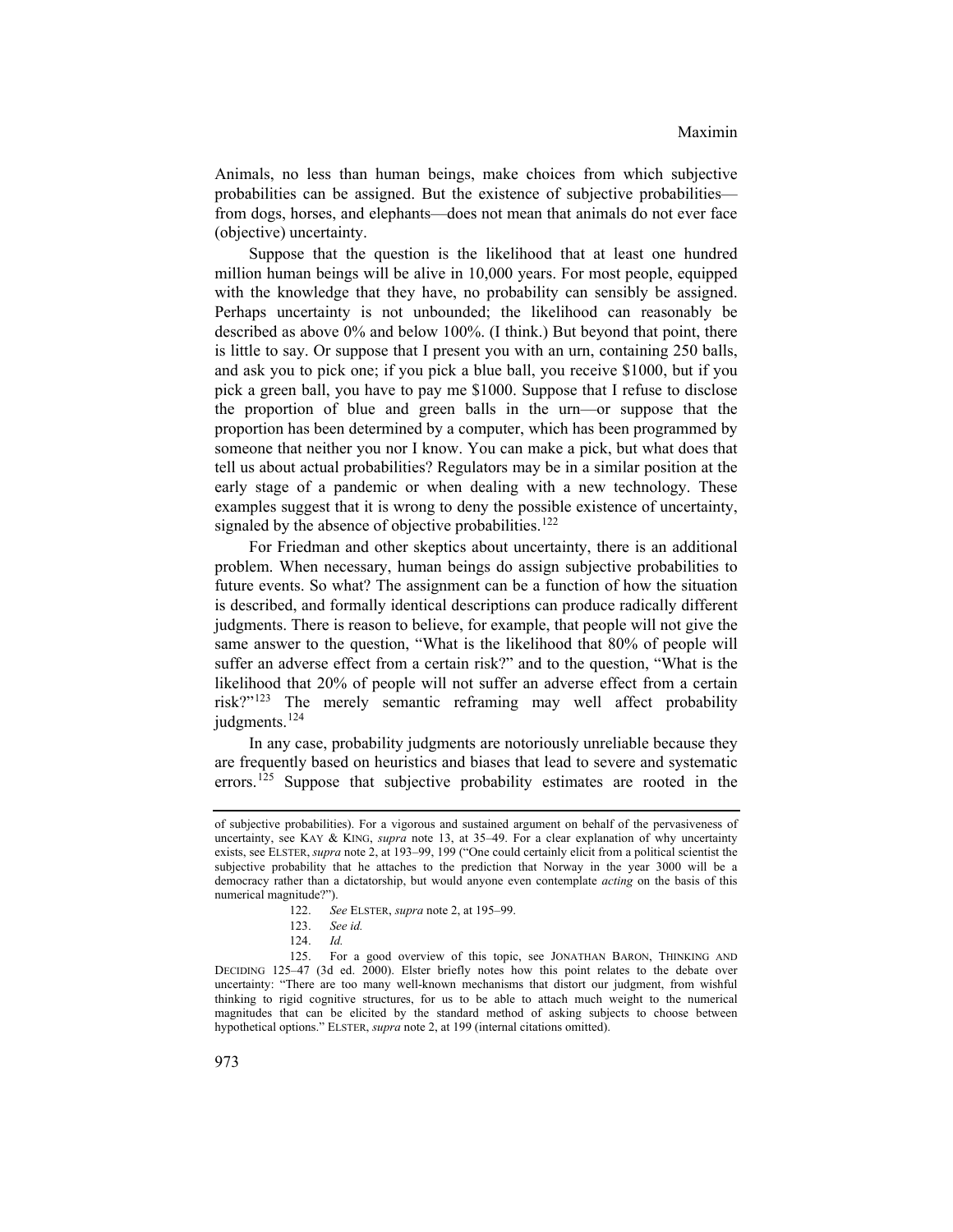Animals, no less than human beings, make choices from which subjective probabilities can be assigned. But the existence of subjective probabilities—from dogs, horses, and elephants—does not mean that animals do not ever face (objective) uncertainty.

Suppose that the question is the likelihood that at least one hundred million human beings will be alive in 10,000 years. For most people, equipped with the knowledge that they have, no probability can sensibly be assigned. Perhaps uncertainty is not unbounded; the likelihood can reasonably be described as above 0% and below 100%. (I think.) But beyond that point, there is little to say. Or suppose that I present you with an urn, containing 250 balls, and ask you to pick one; if you pick a blue ball, you receive $1000, but if you pick a green ball, you have to pay me $1000. Suppose that I refuse to disclose the proportion of blue and green balls in the urn—or suppose that the proportion has been determined by a computer, which has been programmed by someone that neither you nor I know. You can make a pick, but what does that tell us about actual probabilities? Regulators may be in a similar position at the early stage of a pandemic or when dealing with a new technology. These examples suggest that it is wrong to deny the possible existence of uncertainty, signaled by the absence of objective probabilities.[122]

For Friedman and other skeptics about uncertainty, there is an additional problem. When necessary, human beings do assign subjective probabilities to future events. So what? The assignment can be a function of how the situation is described, and formally identical descriptions can produce radically different judgments. There is reason to believe, for example, that people will not give the same answer to the question, "What is the likelihood that 80% of people will suffer an adverse effect from a certain risk?" and to the question, "What is the likelihood that 20% of people will not suffer an adverse effect from a certain risk?"[123] The merely semantic reframing may well affect probability judgments.[124]

In any case, probability judgments are notoriously unreliable because they are frequently based on heuristics and biases that lead to severe and systematic errors.[125] Suppose that subjective probability estimates are rooted in the

---

of subjective probabilities). For a vigorous and sustained argument on behalf of the pervasiveness of uncertainty, see KAY & KING, *supra* note 13, at 35–49. For a clear explanation of why uncertainty exists, see ELSTER, *supra* note 2, at 193–99, 199 ("One could certainly elicit from a political scientist the subjective probability that he attaches to the prediction that Norway in the year 3000 will be a democracy rather than a dictatorship, but would anyone even contemplate *acting* on the basis of this numerical magnitude?").

122. *See* ELSTER, *supra* note 2, at 195–99.

123. *See id.*

124. *Id.*

125. For a good overview of this topic, see JONATHAN BARON, THINKING AND DECIDING 125–47 (3d ed. 2000). Elster briefly notes how this point relates to the debate over uncertainty: "There are too many well-known mechanisms that distort our judgment, from wishful thinking to rigid cognitive structures, for us to be able to attach much weight to the numerical magnitudes that can be elicited by the standard method of asking subjects to choose between hypothetical options." ELSTER, *supra* note 2, at 199 (internal citations omitted).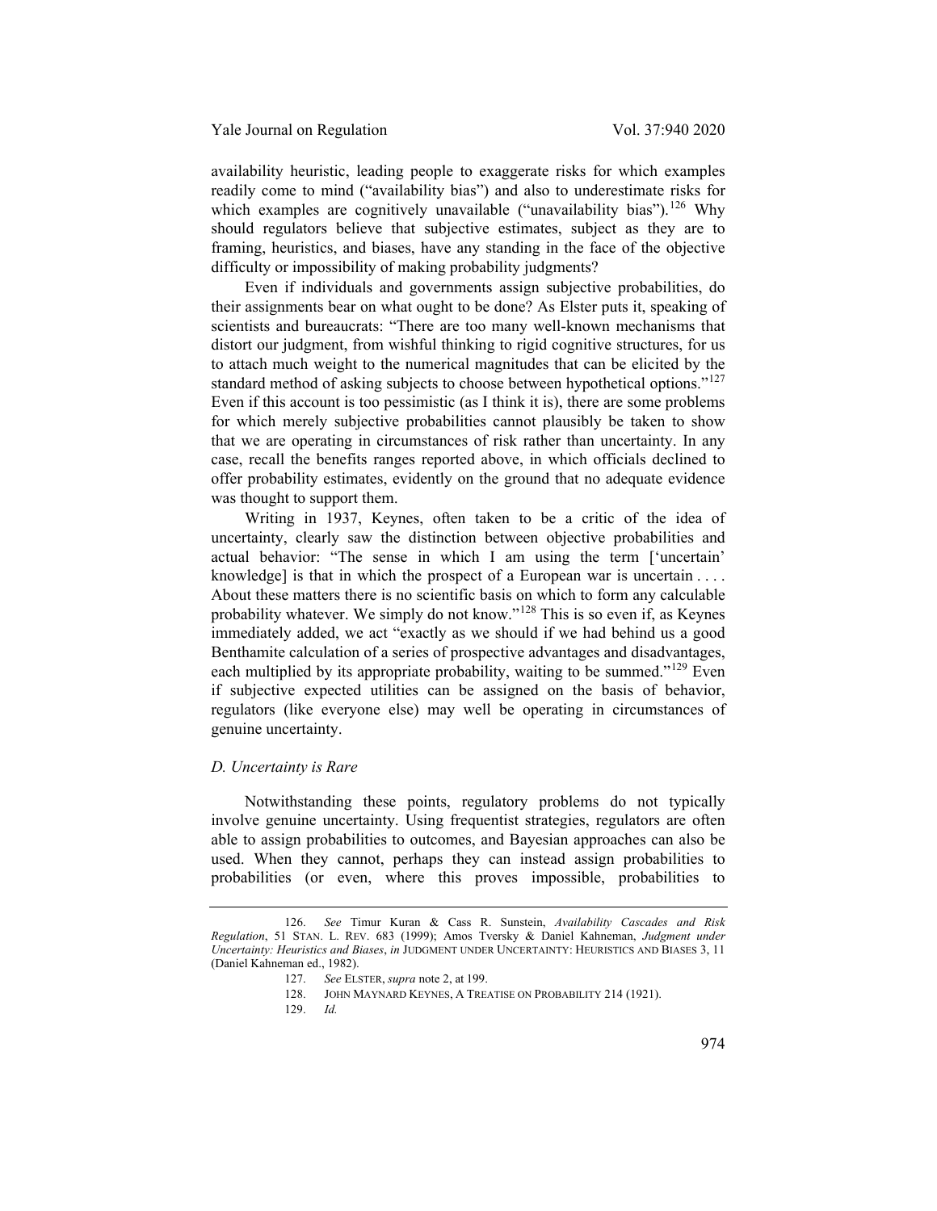availability heuristic, leading people to exaggerate risks for which examples readily come to mind ("availability bias") and also to underestimate risks for which examples are cognitively unavailable ("unavailability bias").[126] Why should regulators believe that subjective estimates, subject as they are to framing, heuristics, and biases, have any standing in the face of the objective difficulty or impossibility of making probability judgments?

Even if individuals and governments assign subjective probabilities, do their assignments bear on what ought to be done? As Elster puts it, speaking of scientists and bureaucrats: "There are too many well-known mechanisms that distort our judgment, from wishful thinking to rigid cognitive structures, for us to attach much weight to the numerical magnitudes that can be elicited by the standard method of asking subjects to choose between hypothetical options."[127] Even if this account is too pessimistic (as I think it is), there are some problems for which merely subjective probabilities cannot plausibly be taken to show that we are operating in circumstances of risk rather than uncertainty. In any case, recall the benefits ranges reported above, in which officials declined to offer probability estimates, evidently on the ground that no adequate evidence was thought to support them.

Writing in 1937, Keynes, often taken to be a critic of the idea of uncertainty, clearly saw the distinction between objective probabilities and actual behavior: "The sense in which I am using the term ['uncertain' knowledge] is that in which the prospect of a European war is uncertain . . . . About these matters there is no scientific basis on which to form any calculable probability whatever. We simply do not know."[128] This is so even if, as Keynes immediately added, we act "exactly as we should if we had behind us a good Benthamite calculation of a series of prospective advantages and disadvantages, each multiplied by its appropriate probability, waiting to be summed."[129] Even if subjective expected utilities can be assigned on the basis of behavior, regulators (like everyone else) may well be operating in circumstances of genuine uncertainty.

### *D. Uncertainty is Rare*

Notwithstanding these points, regulatory problems do not typically involve genuine uncertainty. Using frequentist strategies, regulators are often able to assign probabilities to outcomes, and Bayesian approaches can also be used. When they cannot, perhaps they can instead assign probabilities to probabilities (or even, where this proves impossible, probabilities to

---

126. *See* Timur Kuran & Cass R. Sunstein, *Availability Cascades and Risk Regulation*, 51 STAN. L. REV. 683 (1999); Amos Tversky & Daniel Kahneman, *Judgment under Uncertainty: Heuristics and Biases*, *in* JUDGMENT UNDER UNCERTAINTY: HEURISTICS AND BIASES 3, 11 (Daniel Kahneman ed., 1982).

127. *See* ELSTER, *supra* note 2, at 199.

128. JOHN MAYNARD KEYNES, A TREATISE ON PROBABILITY 214 (1921).

129. *Id.*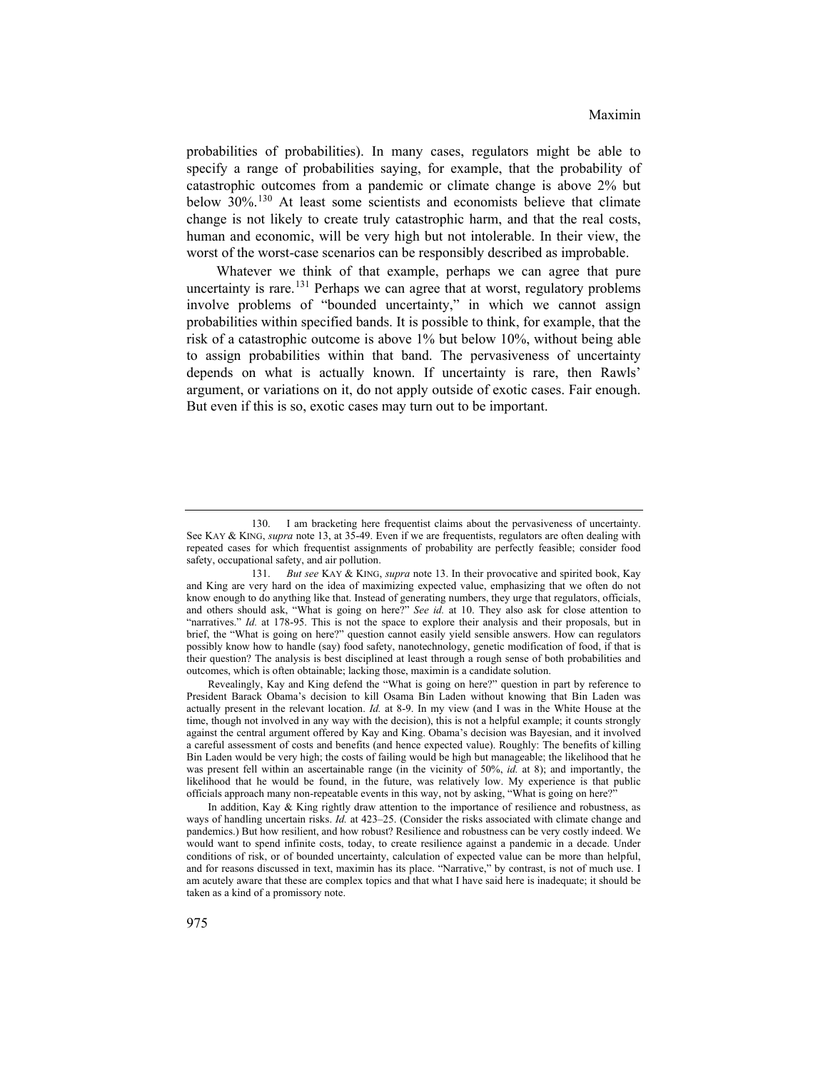probabilities of probabilities). In many cases, regulators might be able to specify a range of probabilities saying, for example, that the probability of catastrophic outcomes from a pandemic or climate change is above 2% but below 30%.[130] At least some scientists and economists believe that climate change is not likely to create truly catastrophic harm, and that the real costs, human and economic, will be very high but not intolerable. In their view, the worst of the worst-case scenarios can be responsibly described as improbable.

Whatever we think of that example, perhaps we can agree that pure uncertainty is rare.[131] Perhaps we can agree that at worst, regulatory problems involve problems of "bounded uncertainty," in which we cannot assign probabilities within specified bands. It is possible to think, for example, that the risk of a catastrophic outcome is above 1% but below 10%, without being able to assign probabilities within that band. The pervasiveness of uncertainty depends on what is actually known. If uncertainty is rare, then Rawls' argument, or variations on it, do not apply outside of exotic cases. Fair enough. But even if this is so, exotic cases may turn out to be important.

---

130. I am bracketing here frequentist claims about the pervasiveness of uncertainty. See KAY & KING, *supra* note 13, at 35-49. Even if we are frequentists, regulators are often dealing with repeated cases for which frequentist assignments of probability are perfectly feasible; consider food safety, occupational safety, and air pollution.

131. *But see* KAY & KING, *supra* note 13. In their provocative and spirited book, Kay and King are very hard on the idea of maximizing expected value, emphasizing that we often do not know enough to do anything like that. Instead of generating numbers, they urge that regulators, officials, and others should ask, "What is going on here?" *See id.* at 10. They also ask for close attention to "narratives." *Id.* at 178-95. This is not the space to explore their analysis and their proposals, but in brief, the "What is going on here?" question cannot easily yield sensible answers. How can regulators possibly know how to handle (say) food safety, nanotechnology, genetic modification of food, if that is their question? The analysis is best disciplined at least through a rough sense of both probabilities and outcomes, which is often obtainable; lacking those, maximin is a candidate solution.

Revealingly, Kay and King defend the "What is going on here?" question in part by reference to President Barack Obama's decision to kill Osama Bin Laden without knowing that Bin Laden was actually present in the relevant location. *Id.* at 8-9. In my view (and I was in the White House at the time, though not involved in any way with the decision), this is not a helpful example; it counts strongly against the central argument offered by Kay and King. Obama's decision was Bayesian, and it involved a careful assessment of costs and benefits (and hence expected value). Roughly: The benefits of killing Bin Laden would be very high; the costs of failing would be high but manageable; the likelihood that he was present fell within an ascertainable range (in the vicinity of 50%, *id.* at 8); and importantly, the likelihood that he would be found, in the future, was relatively low. My experience is that public officials approach many non-repeatable events in this way, not by asking, "What is going on here?"

In addition, Kay & King rightly draw attention to the importance of resilience and robustness, as ways of handling uncertain risks. *Id.* at 423–25. (Consider the risks associated with climate change and pandemics.) But how resilient, and how robust? Resilience and robustness can be very costly indeed. We would want to spend infinite costs, today, to create resilience against a pandemic in a decade. Under conditions of risk, or of bounded uncertainty, calculation of expected value can be more than helpful, and for reasons discussed in text, maximin has its place. "Narrative," by contrast, is not of much use. I am acutely aware that these are complex topics and that what I have said here is inadequate; it should be taken as a kind of a promissory note.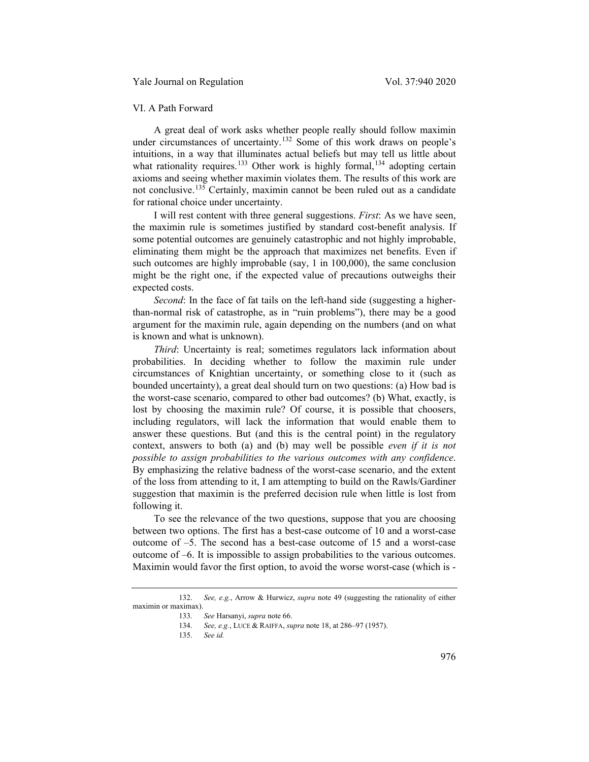## VI. A Path Forward

A great deal of work asks whether people really should follow maximin under circumstances of uncertainty.[132] Some of this work draws on people's intuitions, in a way that illuminates actual beliefs but may tell us little about what rationality requires.[133] Other work is highly formal,[134] adopting certain axioms and seeing whether maximin violates them. The results of this work are not conclusive.[135] Certainly, maximin cannot be been ruled out as a candidate for rational choice under uncertainty.

I will rest content with three general suggestions. *First*: As we have seen, the maximin rule is sometimes justified by standard cost-benefit analysis. If some potential outcomes are genuinely catastrophic and not highly improbable, eliminating them might be the approach that maximizes net benefits. Even if such outcomes are highly improbable (say, 1 in 100,000), the same conclusion might be the right one, if the expected value of precautions outweighs their expected costs.

*Second*: In the face of fat tails on the left-hand side (suggesting a higher-than-normal risk of catastrophe, as in "ruin problems"), there may be a good argument for the maximin rule, again depending on the numbers (and on what is known and what is unknown).

*Third*: Uncertainty is real; sometimes regulators lack information about probabilities. In deciding whether to follow the maximin rule under circumstances of Knightian uncertainty, or something close to it (such as bounded uncertainty), a great deal should turn on two questions: (a) How bad is the worst-case scenario, compared to other bad outcomes? (b) What, exactly, is lost by choosing the maximin rule? Of course, it is possible that choosers, including regulators, will lack the information that would enable them to answer these questions. But (and this is the central point) in the regulatory context, answers to both (a) and (b) may well be possible *even if it is not possible to assign probabilities to the various outcomes with any confidence*. By emphasizing the relative badness of the worst-case scenario, and the extent of the loss from attending to it, I am attempting to build on the Rawls/Gardiner suggestion that maximin is the preferred decision rule when little is lost from following it.

To see the relevance of the two questions, suppose that you are choosing between two options. The first has a best-case outcome of 10 and a worst-case outcome of –5. The second has a best-case outcome of 15 and a worst-case outcome of –6. It is impossible to assign probabilities to the various outcomes. Maximin would favor the first option, to avoid the worse worst-case (which is -

---

132. *See, e.g.*, Arrow & Hurwicz, *supra* note 49 (suggesting the rationality of either maximin or maximax).

133. *See* Harsanyi, *supra* note 66.

134. *See, e.g.*, LUCE & RAIFFA, *supra* note 18, at 286–97 (1957).

135. *See id.*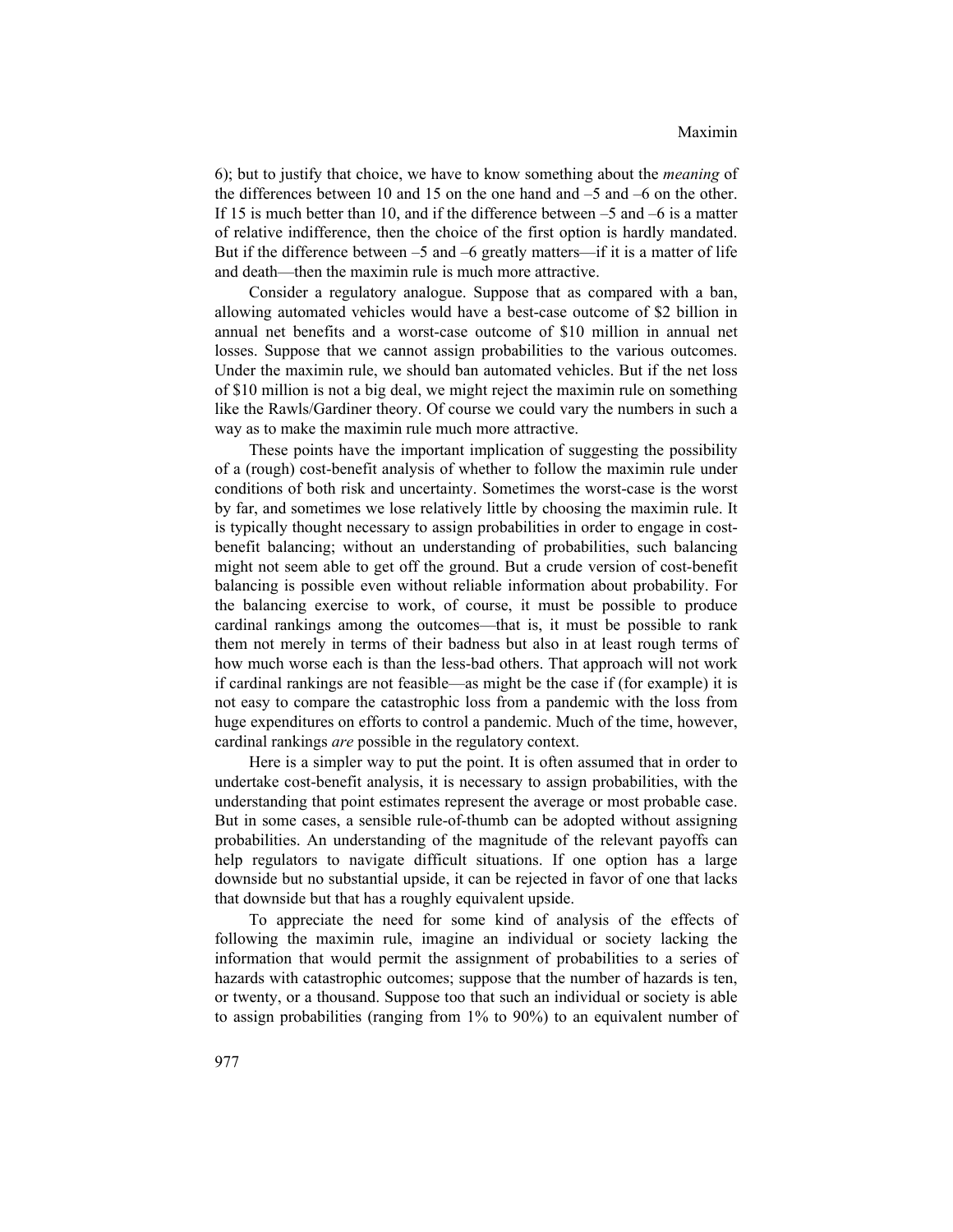6); but to justify that choice, we have to know something about the *meaning* of the differences between 10 and 15 on the one hand and –5 and –6 on the other. If 15 is much better than 10, and if the difference between –5 and –6 is a matter of relative indifference, then the choice of the first option is hardly mandated. But if the difference between –5 and –6 greatly matters—if it is a matter of life and death—then the maximin rule is much more attractive.

Consider a regulatory analogue. Suppose that as compared with a ban, allowing automated vehicles would have a best-case outcome of $2 billion in annual net benefits and a worst-case outcome of $10 million in annual net losses. Suppose that we cannot assign probabilities to the various outcomes. Under the maximin rule, we should ban automated vehicles. But if the net loss of $10 million is not a big deal, we might reject the maximin rule on something like the Rawls/Gardiner theory. Of course we could vary the numbers in such a way as to make the maximin rule much more attractive.

These points have the important implication of suggesting the possibility of a (rough) cost-benefit analysis of whether to follow the maximin rule under conditions of both risk and uncertainty. Sometimes the worst-case is the worst by far, and sometimes we lose relatively little by choosing the maximin rule. It is typically thought necessary to assign probabilities in order to engage in cost-benefit balancing; without an understanding of probabilities, such balancing might not seem able to get off the ground. But a crude version of cost-benefit balancing is possible even without reliable information about probability. For the balancing exercise to work, of course, it must be possible to produce cardinal rankings among the outcomes—that is, it must be possible to rank them not merely in terms of their badness but also in at least rough terms of how much worse each is than the less-bad others. That approach will not work if cardinal rankings are not feasible—as might be the case if (for example) it is not easy to compare the catastrophic loss from a pandemic with the loss from huge expenditures on efforts to control a pandemic. Much of the time, however, cardinal rankings *are* possible in the regulatory context.

Here is a simpler way to put the point. It is often assumed that in order to undertake cost-benefit analysis, it is necessary to assign probabilities, with the understanding that point estimates represent the average or most probable case. But in some cases, a sensible rule-of-thumb can be adopted without assigning probabilities. An understanding of the magnitude of the relevant payoffs can help regulators to navigate difficult situations. If one option has a large downside but no substantial upside, it can be rejected in favor of one that lacks that downside but that has a roughly equivalent upside.

To appreciate the need for some kind of analysis of the effects of following the maximin rule, imagine an individual or society lacking the information that would permit the assignment of probabilities to a series of hazards with catastrophic outcomes; suppose that the number of hazards is ten, or twenty, or a thousand. Suppose too that such an individual or society is able to assign probabilities (ranging from 1% to 90%) to an equivalent number of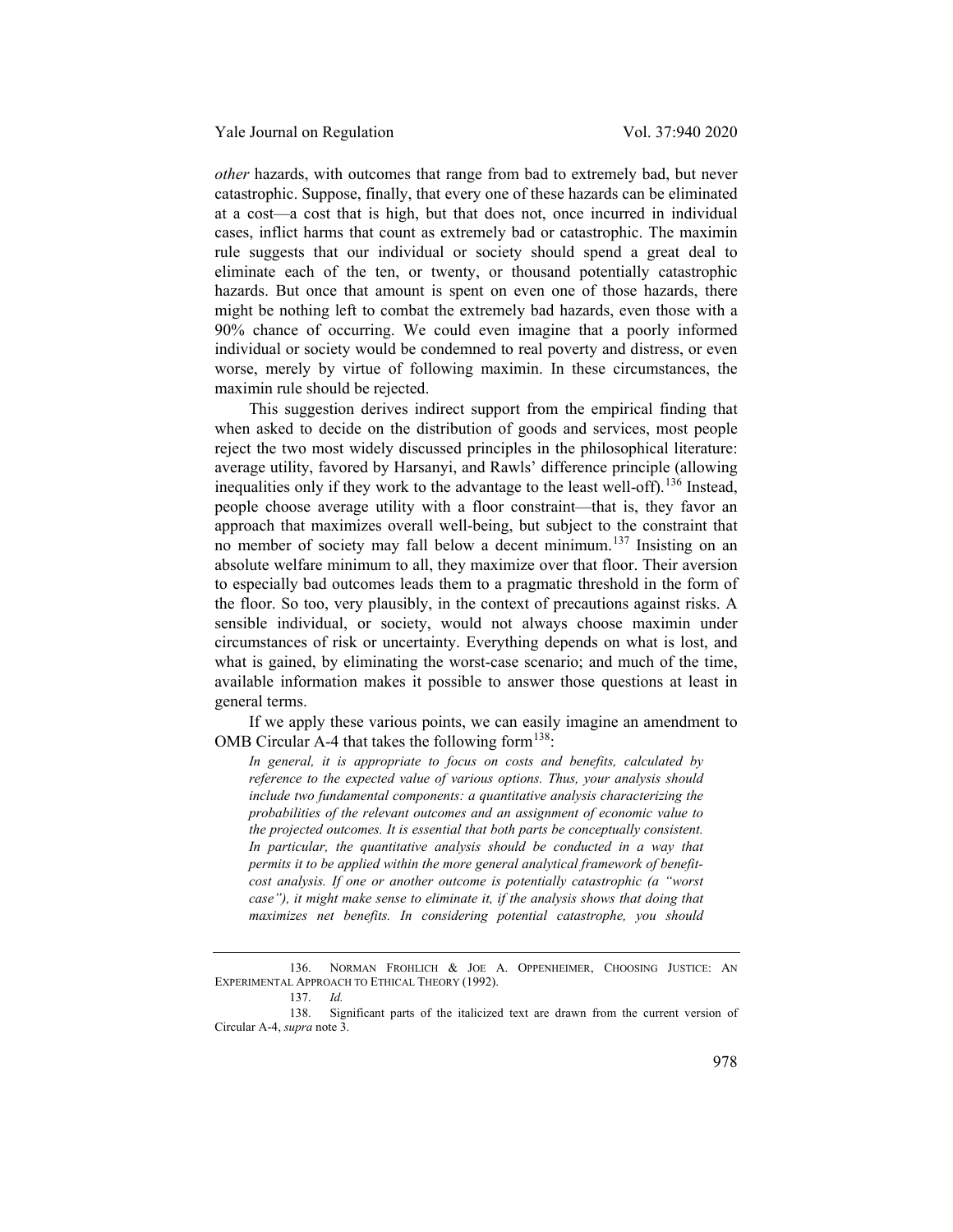*other* hazards, with outcomes that range from bad to extremely bad, but never catastrophic. Suppose, finally, that every one of these hazards can be eliminated at a cost—a cost that is high, but that does not, once incurred in individual cases, inflict harms that count as extremely bad or catastrophic. The maximin rule suggests that our individual or society should spend a great deal to eliminate each of the ten, or twenty, or thousand potentially catastrophic hazards. But once that amount is spent on even one of those hazards, there might be nothing left to combat the extremely bad hazards, even those with a 90% chance of occurring. We could even imagine that a poorly informed individual or society would be condemned to real poverty and distress, or even worse, merely by virtue of following maximin. In these circumstances, the maximin rule should be rejected.

This suggestion derives indirect support from the empirical finding that when asked to decide on the distribution of goods and services, most people reject the two most widely discussed principles in the philosophical literature: average utility, favored by Harsanyi, and Rawls' difference principle (allowing inequalities only if they work to the advantage to the least well-off).[136] Instead, people choose average utility with a floor constraint—that is, they favor an approach that maximizes overall well-being, but subject to the constraint that no member of society may fall below a decent minimum.[137] Insisting on an absolute welfare minimum to all, they maximize over that floor. Their aversion to especially bad outcomes leads them to a pragmatic threshold in the form of the floor. So too, very plausibly, in the context of precautions against risks. A sensible individual, or society, would not always choose maximin under circumstances of risk or uncertainty. Everything depends on what is lost, and what is gained, by eliminating the worst-case scenario; and much of the time, available information makes it possible to answer those questions at least in general terms.

If we apply these various points, we can easily imagine an amendment to OMB Circular A-4 that takes the following form[138]:

> *In general, it is appropriate to focus on costs and benefits, calculated by reference to the expected value of various options. Thus, your analysis should include two fundamental components: a quantitative analysis characterizing the probabilities of the relevant outcomes and an assignment of economic value to the projected outcomes. It is essential that both parts be conceptually consistent. In particular, the quantitative analysis should be conducted in a way that permits it to be applied within the more general analytical framework of benefit-cost analysis. If one or another outcome is potentially catastrophic (a "worst case"), it might make sense to eliminate it, if the analysis shows that doing that maximizes net benefits. In considering potential catastrophe, you should*

---

136. NORMAN FROHLICH & JOE A. OPPENHEIMER, CHOOSING JUSTICE: AN EXPERIMENTAL APPROACH TO ETHICAL THEORY (1992).

137. *Id.*

138. Significant parts of the italicized text are drawn from the current version of Circular A-4, *supra* note 3.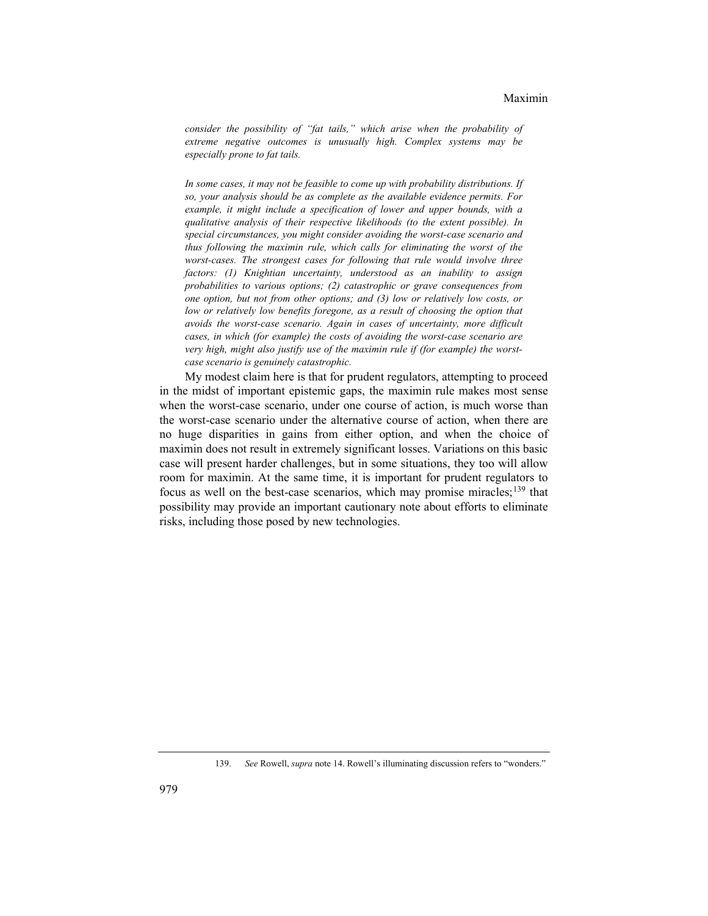*consider the possibility of "fat tails," which arise when the probability of extreme negative outcomes is unusually high. Complex systems may be especially prone to fat tails.*

*In some cases, it may not be feasible to come up with probability distributions. If so, your analysis should be as complete as the available evidence permits. For example, it might include a specification of lower and upper bounds, with a qualitative analysis of their respective likelihoods (to the extent possible). In special circumstances, you might consider avoiding the worst-case scenario and thus following the maximin rule, which calls for eliminating the worst of the worst-cases. The strongest cases for following that rule would involve three factors: (1) Knightian uncertainty, understood as an inability to assign probabilities to various options; (2) catastrophic or grave consequences from one option, but not from other options; and (3) low or relatively low costs, or low or relatively low benefits foregone, as a result of choosing the option that avoids the worst-case scenario. Again in cases of uncertainty, more difficult cases, in which (for example) the costs of avoiding the worst-case scenario are very high, might also justify use of the maximin rule if (for example) the worst-case scenario is genuinely catastrophic.*

My modest claim here is that for prudent regulators, attempting to proceed in the midst of important epistemic gaps, the maximin rule makes most sense when the worst-case scenario, under one course of action, is much worse than the worst-case scenario under the alternative course of action, when there are no huge disparities in gains from either option, and when the choice of maximin does not result in extremely significant losses. Variations on this basic case will present harder challenges, but in some situations, they too will allow room for maximin. At the same time, it is important for prudent regulators to focus as well on the best-case scenarios, which may promise miracles;[139] that possibility may provide an important cautionary note about efforts to eliminate risks, including those posed by new technologies.

139. *See* Rowell, *supra* note 14. Rowell's illuminating discussion refers to "wonders."